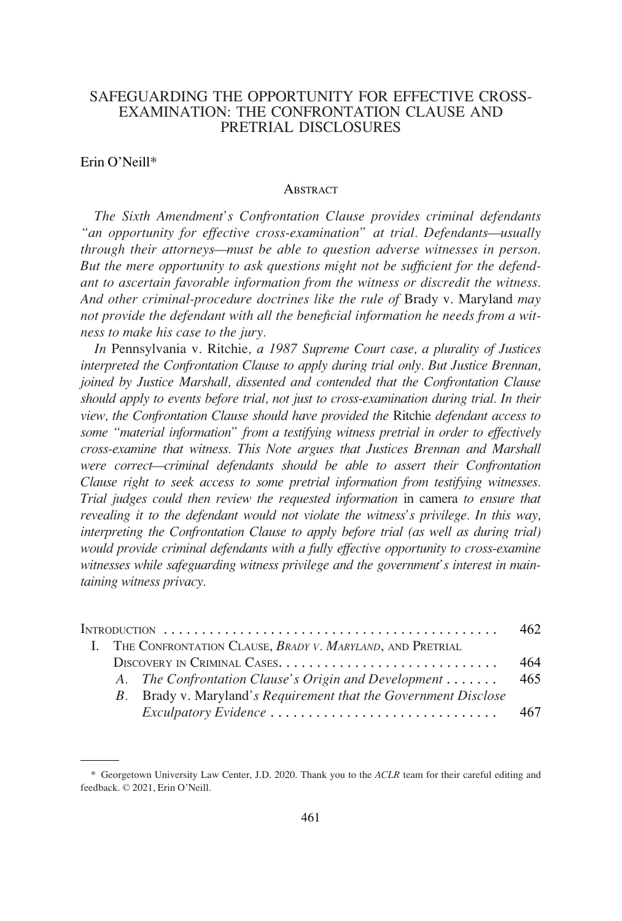# SAFEGUARDING THE OPPORTUNITY FOR EFFECTIVE CROSS-EXAMINATION: THE CONFRONTATION CLAUSE AND PRETRIAL DISCLOSURES

Erin O'Neill*

## ABSTRACT

*The Sixth Amendment's Confrontation Clause provides criminal defendants "an opportunity for effective cross-examination" at trial. Defendants—usually through their attorneys—must be able to question adverse witnesses in person. But the mere opportunity to ask questions might not be sufficient for the defendant to ascertain favorable information from the witness or discredit the witness. And other criminal-procedure doctrines like the rule of* Brady v. Maryland *may not provide the defendant with all the beneficial information he needs from a witness to make his case to the jury.*

*In* Pennsylvania v. Ritchie*, a 1987 Supreme Court case, a plurality of Justices interpreted the Confrontation Clause to apply during trial only. But Justice Brennan, joined by Justice Marshall, dissented and contended that the Confrontation Clause should apply to events before trial, not just to cross-examination during trial. In their view, the Confrontation Clause should have provided the* Ritchie *defendant access to some "material information" from a testifying witness pretrial in order to effectively cross-examine that witness. This Note argues that Justices Brennan and Marshall were correct—criminal defendants should be able to assert their Confrontation Clause right to seek access to some pretrial information from testifying witnesses. Trial judges could then review the requested information* in camera *to ensure that revealing it to the defendant would not violate the witness's privilege. In this way, interpreting the Confrontation Clause to apply before trial (as well as during trial) would provide criminal defendants with a fully effective opportunity to cross-examine witnesses while safeguarding witness privilege and the government's interest in maintaining witness privacy.*

| | |
|---|---|
| INTRODUCTION | 462 |
| I. THE CONFRONTATION CLAUSE, *BRADY V. MARYLAND*, AND PRETRIAL DISCOVERY IN CRIMINAL CASES | 464 |
| *A. The Confrontation Clause's Origin and Development* | 465 |
| *B.* Brady v. Maryland*'s Requirement that the Government Disclose Exculpatory Evidence* | 467 |

\* Georgetown University Law Center, J.D. 2020. Thank you to the *ACLR* team for their careful editing and feedback. © 2021, Erin O'Neill.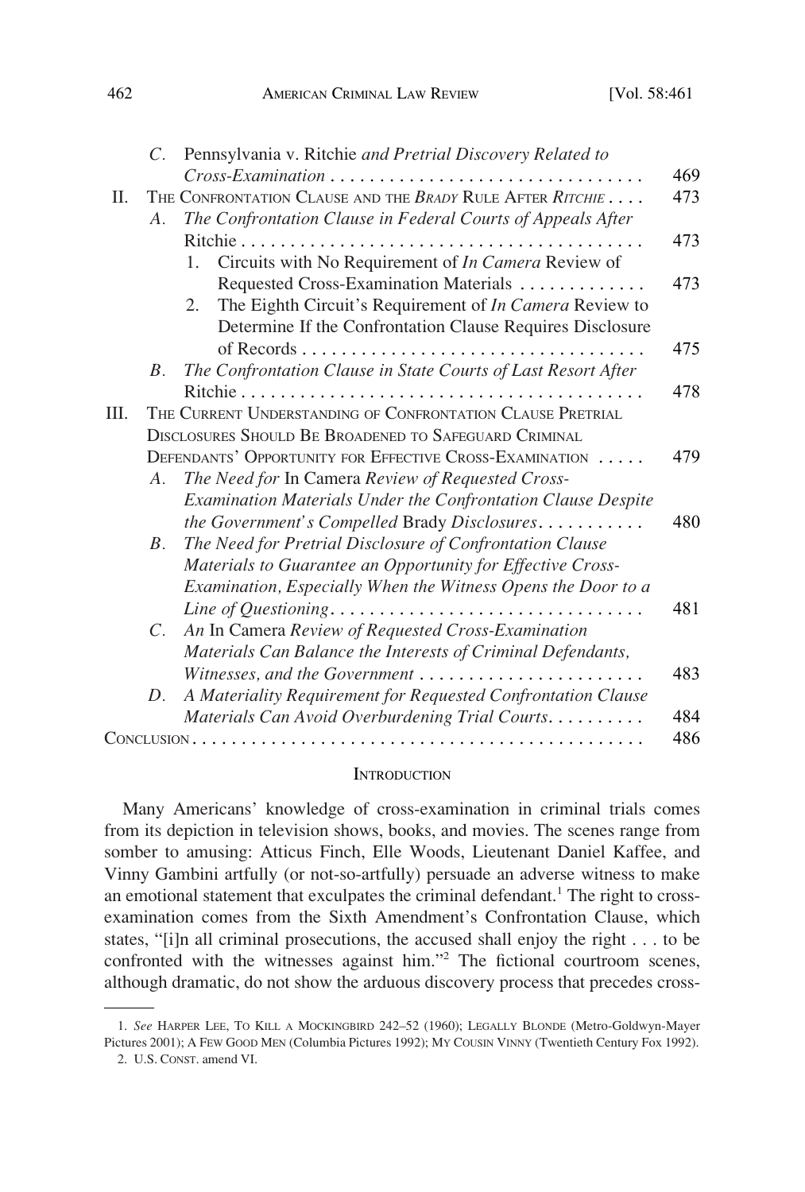C. Pennsylvania v. Ritchie *and Pretrial Discovery Related to Cross-Examination* . . . . . 469

II. THE CONFRONTATION CLAUSE AND THE *BRADY* RULE AFTER *RITCHIE* . . . . 473

A. *The Confrontation Clause in Federal Courts of Appeals After* Ritchie . . . . . 473

1. Circuits with No Requirement of *In Camera* Review of Requested Cross-Examination Materials . . . . . 473

2. The Eighth Circuit's Requirement of *In Camera* Review to Determine If the Confrontation Clause Requires Disclosure of Records . . . . . 475

B. *The Confrontation Clause in State Courts of Last Resort After* Ritchie . . . . . 478

III. THE CURRENT UNDERSTANDING OF CONFRONTATION CLAUSE PRETRIAL DISCLOSURES SHOULD BE BROADENED TO SAFEGUARD CRIMINAL DEFENDANTS' OPPORTUNITY FOR EFFECTIVE CROSS-EXAMINATION . . . . . 479

A. *The Need for* In Camera *Review of Requested Cross-Examination Materials Under the Confrontation Clause Despite the Government's Compelled* Brady *Disclosures* . . . . . 480

B. *The Need for Pretrial Disclosure of Confrontation Clause Materials to Guarantee an Opportunity for Effective Cross-Examination, Especially When the Witness Opens the Door to a Line of Questioning* . . . . . 481

C. *An* In Camera *Review of Requested Cross-Examination Materials Can Balance the Interests of Criminal Defendants, Witnesses, and the Government* . . . . . 483

D. *A Materiality Requirement for Requested Confrontation Clause Materials Can Avoid Overburdening Trial Courts* . . . . . 484

CONCLUSION . . . . . 486

## INTRODUCTION

Many Americans' knowledge of cross-examination in criminal trials comes from its depiction in television shows, books, and movies. The scenes range from somber to amusing: Atticus Finch, Elle Woods, Lieutenant Daniel Kaffee, and Vinny Gambini artfully (or not-so-artfully) persuade an adverse witness to make an emotional statement that exculpates the criminal defendant.[1] The right to cross-examination comes from the Sixth Amendment's Confrontation Clause, which states, "[i]n all criminal prosecutions, the accused shall enjoy the right . . . to be confronted with the witnesses against him."[2] The fictional courtroom scenes, although dramatic, do not show the arduous discovery process that precedes cross-

---

1. *See* HARPER LEE, TO KILL A MOCKINGBIRD 242–52 (1960); LEGALLY BLONDE (Metro-Goldwyn-Mayer Pictures 2001); A FEW GOOD MEN (Columbia Pictures 1992); MY COUSIN VINNY (Twentieth Century Fox 1992).

2. U.S. CONST. amend VI.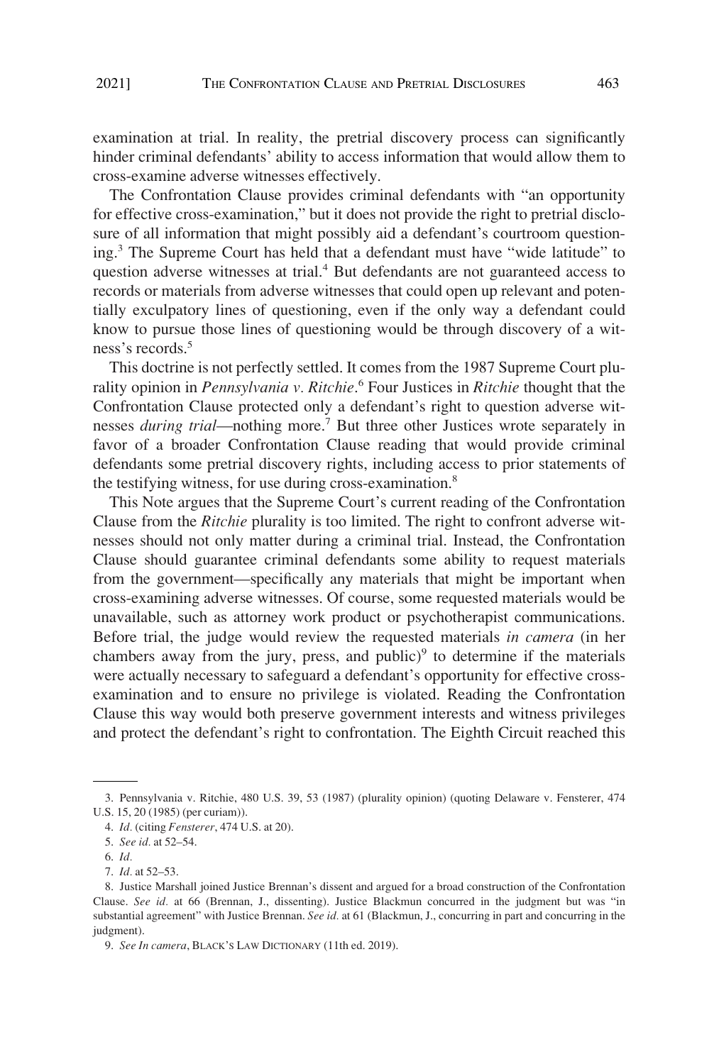examination at trial. In reality, the pretrial discovery process can significantly hinder criminal defendants' ability to access information that would allow them to cross-examine adverse witnesses effectively.

The Confrontation Clause provides criminal defendants with "an opportunity for effective cross-examination," but it does not provide the right to pretrial disclosure of all information that might possibly aid a defendant's courtroom questioning.[3] The Supreme Court has held that a defendant must have "wide latitude" to question adverse witnesses at trial.[4] But defendants are not guaranteed access to records or materials from adverse witnesses that could open up relevant and potentially exculpatory lines of questioning, even if the only way a defendant could know to pursue those lines of questioning would be through discovery of a witness's records.[5]

This doctrine is not perfectly settled. It comes from the 1987 Supreme Court plurality opinion in *Pennsylvania v. Ritchie*.[6] Four Justices in *Ritchie* thought that the Confrontation Clause protected only a defendant's right to question adverse witnesses *during trial*—nothing more.[7] But three other Justices wrote separately in favor of a broader Confrontation Clause reading that would provide criminal defendants some pretrial discovery rights, including access to prior statements of the testifying witness, for use during cross-examination.[8]

This Note argues that the Supreme Court's current reading of the Confrontation Clause from the *Ritchie* plurality is too limited. The right to confront adverse witnesses should not only matter during a criminal trial. Instead, the Confrontation Clause should guarantee criminal defendants some ability to request materials from the government—specifically any materials that might be important when cross-examining adverse witnesses. Of course, some requested materials would be unavailable, such as attorney work product or psychotherapist communications. Before trial, the judge would review the requested materials *in camera* (in her chambers away from the jury, press, and public)[9] to determine if the materials were actually necessary to safeguard a defendant's opportunity for effective cross-examination and to ensure no privilege is violated. Reading the Confrontation Clause this way would both preserve government interests and witness privileges and protect the defendant's right to confrontation. The Eighth Circuit reached this

---

3. Pennsylvania v. Ritchie, 480 U.S. 39, 53 (1987) (plurality opinion) (quoting Delaware v. Fensterer, 474 U.S. 15, 20 (1985) (per curiam)).

4. *Id.* (citing *Fensterer*, 474 U.S. at 20).

5. *See id.* at 52–54.

6. *Id.*

7. *Id.* at 52–53.

8. Justice Marshall joined Justice Brennan's dissent and argued for a broad construction of the Confrontation Clause. *See id.* at 66 (Brennan, J., dissenting). Justice Blackmun concurred in the judgment but was "in substantial agreement" with Justice Brennan. *See id.* at 61 (Blackmun, J., concurring in part and concurring in the judgment).

9. *See In camera*, BLACK'S LAW DICTIONARY (11th ed. 2019).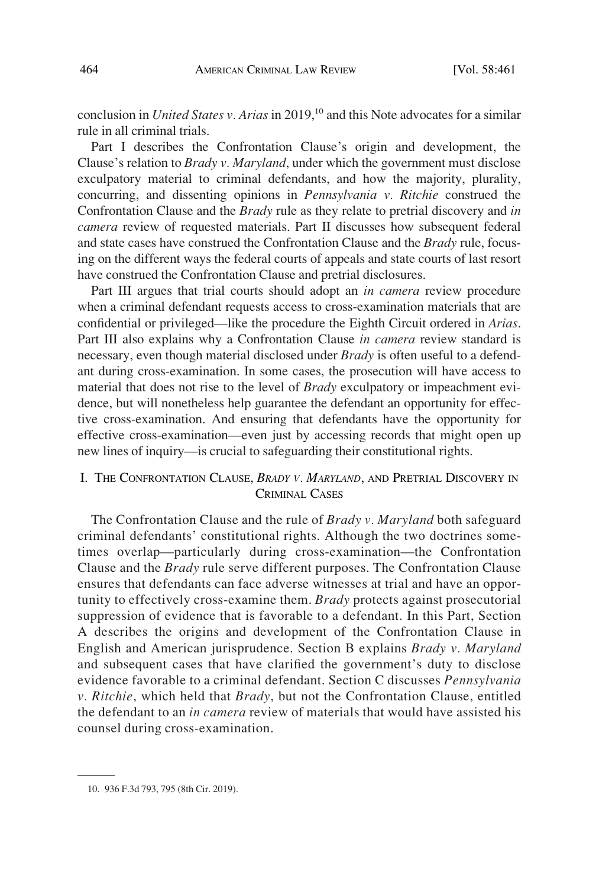conclusion in *United States v. Arias* in 2019,[10] and this Note advocates for a similar rule in all criminal trials.

Part I describes the Confrontation Clause's origin and development, the Clause's relation to *Brady v. Maryland*, under which the government must disclose exculpatory material to criminal defendants, and how the majority, plurality, concurring, and dissenting opinions in *Pennsylvania v. Ritchie* construed the Confrontation Clause and the *Brady* rule as they relate to pretrial discovery and *in camera* review of requested materials. Part II discusses how subsequent federal and state cases have construed the Confrontation Clause and the *Brady* rule, focusing on the different ways the federal courts of appeals and state courts of last resort have construed the Confrontation Clause and pretrial disclosures.

Part III argues that trial courts should adopt an *in camera* review procedure when a criminal defendant requests access to cross-examination materials that are confidential or privileged—like the procedure the Eighth Circuit ordered in *Arias*. Part III also explains why a Confrontation Clause *in camera* review standard is necessary, even though material disclosed under *Brady* is often useful to a defendant during cross-examination. In some cases, the prosecution will have access to material that does not rise to the level of *Brady* exculpatory or impeachment evidence, but will nonetheless help guarantee the defendant an opportunity for effective cross-examination. And ensuring that defendants have the opportunity for effective cross-examination—even just by accessing records that might open up new lines of inquiry—is crucial to safeguarding their constitutional rights.

## I. The Confrontation Clause, *Brady v. Maryland*, and Pretrial Discovery in Criminal Cases

The Confrontation Clause and the rule of *Brady v. Maryland* both safeguard criminal defendants' constitutional rights. Although the two doctrines sometimes overlap—particularly during cross-examination—the Confrontation Clause and the *Brady* rule serve different purposes. The Confrontation Clause ensures that defendants can face adverse witnesses at trial and have an opportunity to effectively cross-examine them. *Brady* protects against prosecutorial suppression of evidence that is favorable to a defendant. In this Part, Section A describes the origins and development of the Confrontation Clause in English and American jurisprudence. Section B explains *Brady v. Maryland* and subsequent cases that have clarified the government's duty to disclose evidence favorable to a criminal defendant. Section C discusses *Pennsylvania v. Ritchie*, which held that *Brady*, but not the Confrontation Clause, entitled the defendant to an *in camera* review of materials that would have assisted his counsel during cross-examination.

---

10. 936 F.3d 793, 795 (8th Cir. 2019).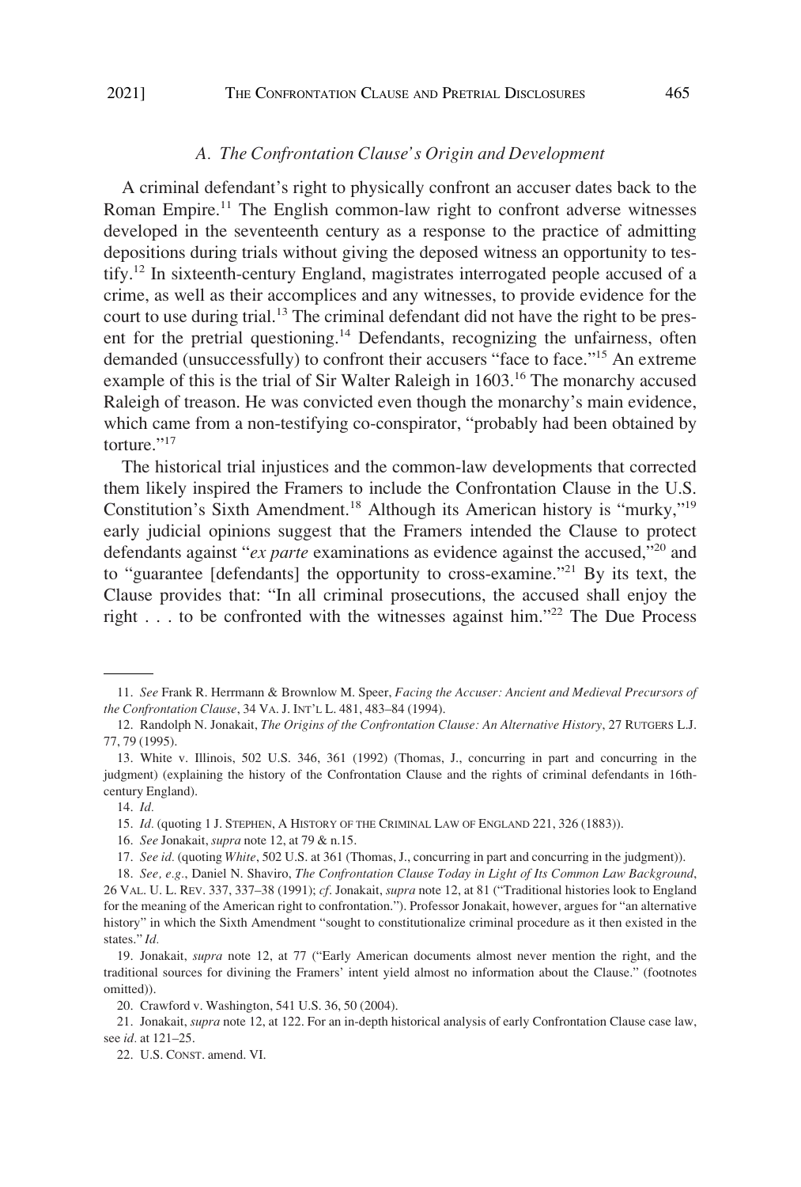### *A. The Confrontation Clause's Origin and Development*

A criminal defendant's right to physically confront an accuser dates back to the Roman Empire.[11] The English common-law right to confront adverse witnesses developed in the seventeenth century as a response to the practice of admitting depositions during trials without giving the deposed witness an opportunity to testify.[12] In sixteenth-century England, magistrates interrogated people accused of a crime, as well as their accomplices and any witnesses, to provide evidence for the court to use during trial.[13] The criminal defendant did not have the right to be present for the pretrial questioning.[14] Defendants, recognizing the unfairness, often demanded (unsuccessfully) to confront their accusers "face to face."[15] An extreme example of this is the trial of Sir Walter Raleigh in 1603.[16] The monarchy accused Raleigh of treason. He was convicted even though the monarchy's main evidence, which came from a non-testifying co-conspirator, "probably had been obtained by torture."[17]

The historical trial injustices and the common-law developments that corrected them likely inspired the Framers to include the Confrontation Clause in the U.S. Constitution's Sixth Amendment.[18] Although its American history is "murky,"[19] early judicial opinions suggest that the Framers intended the Clause to protect defendants against "*ex parte* examinations as evidence against the accused,"[20] and to "guarantee [defendants] the opportunity to cross-examine."[21] By its text, the Clause provides that: "In all criminal prosecutions, the accused shall enjoy the right . . . to be confronted with the witnesses against him."[22] The Due Process

---

11. *See* Frank R. Herrmann & Brownlow M. Speer, *Facing the Accuser: Ancient and Medieval Precursors of the Confrontation Clause*, 34 VA. J. INT'L L. 481, 483–84 (1994).

12. Randolph N. Jonakait, *The Origins of the Confrontation Clause: An Alternative History*, 27 RUTGERS L.J. 77, 79 (1995).

13. White v. Illinois, 502 U.S. 346, 361 (1992) (Thomas, J., concurring in part and concurring in the judgment) (explaining the history of the Confrontation Clause and the rights of criminal defendants in 16th-century England).

14. *Id.*

15. *Id.* (quoting 1 J. STEPHEN, A HISTORY OF THE CRIMINAL LAW OF ENGLAND 221, 326 (1883)).

16. *See* Jonakait, *supra* note 12, at 79 & n.15.

17. *See id.* (quoting *White*, 502 U.S. at 361 (Thomas, J., concurring in part and concurring in the judgment)).

18. *See, e.g.*, Daniel N. Shaviro, *The Confrontation Clause Today in Light of Its Common Law Background*, 26 VAL. U. L. REV. 337, 337–38 (1991); *cf*. Jonakait, *supra* note 12, at 81 ("Traditional histories look to England for the meaning of the American right to confrontation."). Professor Jonakait, however, argues for "an alternative history" in which the Sixth Amendment "sought to constitutionalize criminal procedure as it then existed in the states." *Id.*

19. Jonakait, *supra* note 12, at 77 ("Early American documents almost never mention the right, and the traditional sources for divining the Framers' intent yield almost no information about the Clause." (footnotes omitted)).

20. Crawford v. Washington, 541 U.S. 36, 50 (2004).

21. Jonakait, *supra* note 12, at 122. For an in-depth historical analysis of early Confrontation Clause case law, see *id*. at 121–25.

22. U.S. CONST. amend. VI.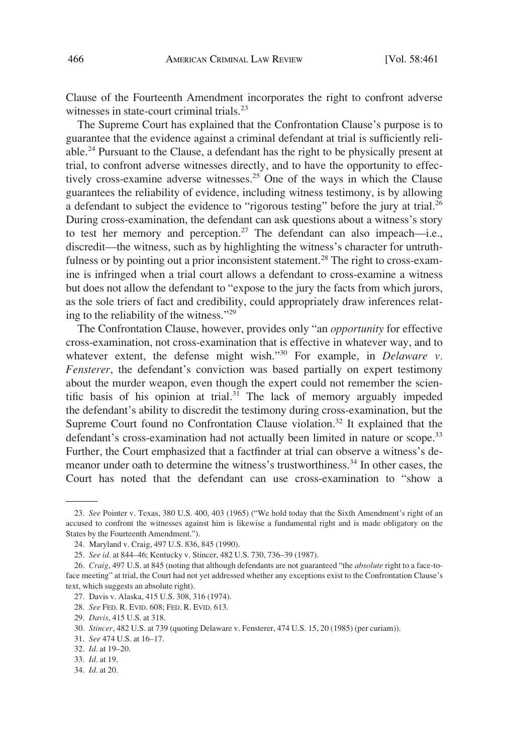Clause of the Fourteenth Amendment incorporates the right to confront adverse witnesses in state-court criminal trials.[23]

The Supreme Court has explained that the Confrontation Clause's purpose is to guarantee that the evidence against a criminal defendant at trial is sufficiently reliable.[24] Pursuant to the Clause, a defendant has the right to be physically present at trial, to confront adverse witnesses directly, and to have the opportunity to effectively cross-examine adverse witnesses.[25] One of the ways in which the Clause guarantees the reliability of evidence, including witness testimony, is by allowing a defendant to subject the evidence to "rigorous testing" before the jury at trial.[26] During cross-examination, the defendant can ask questions about a witness's story to test her memory and perception.[27] The defendant can also impeach—i.e., discredit—the witness, such as by highlighting the witness's character for untruthfulness or by pointing out a prior inconsistent statement.[28] The right to cross-examine is infringed when a trial court allows a defendant to cross-examine a witness but does not allow the defendant to "expose to the jury the facts from which jurors, as the sole triers of fact and credibility, could appropriately draw inferences relating to the reliability of the witness."[29]

The Confrontation Clause, however, provides only "an *opportunity* for effective cross-examination, not cross-examination that is effective in whatever way, and to whatever extent, the defense might wish."[30] For example, in *Delaware v. Fensterer*, the defendant's conviction was based partially on expert testimony about the murder weapon, even though the expert could not remember the scientific basis of his opinion at trial.[31] The lack of memory arguably impeded the defendant's ability to discredit the testimony during cross-examination, but the Supreme Court found no Confrontation Clause violation.[32] It explained that the defendant's cross-examination had not actually been limited in nature or scope.[33] Further, the Court emphasized that a factfinder at trial can observe a witness's demeanor under oath to determine the witness's trustworthiness.[34] In other cases, the Court has noted that the defendant can use cross-examination to "show a

---

23. *See* Pointer v. Texas, 380 U.S. 400, 403 (1965) ("We hold today that the Sixth Amendment's right of an accused to confront the witnesses against him is likewise a fundamental right and is made obligatory on the States by the Fourteenth Amendment.").

24. Maryland v. Craig, 497 U.S. 836, 845 (1990).

25. *See id.* at 844–46; Kentucky v. Stincer, 482 U.S. 730, 736–39 (1987).

26. *Craig*, 497 U.S. at 845 (noting that although defendants are not guaranteed "the *absolute* right to a face-to-face meeting" at trial, the Court had not yet addressed whether any exceptions exist to the Confrontation Clause's text, which suggests an absolute right).

27. Davis v. Alaska, 415 U.S. 308, 316 (1974).

28. *See* FED. R. EVID. 608; FED. R. EVID. 613.

29. *Davis*, 415 U.S. at 318.

30. *Stincer*, 482 U.S. at 739 (quoting Delaware v. Fensterer, 474 U.S. 15, 20 (1985) (per curiam)).

31. *See* 474 U.S. at 16–17.

32. *Id.* at 19–20.

33. *Id.* at 19.

34. *Id.* at 20.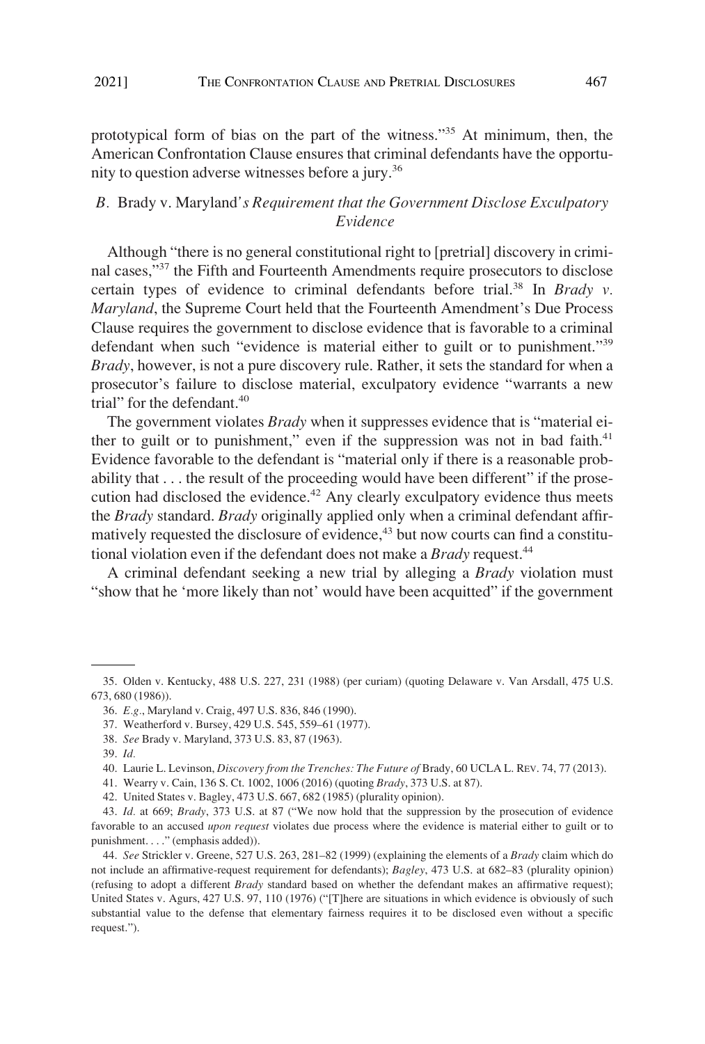prototypical form of bias on the part of the witness."[35] At minimum, then, the American Confrontation Clause ensures that criminal defendants have the opportunity to question adverse witnesses before a jury.[36]

### *B.* Brady v. Maryland*'s Requirement that the Government Disclose Exculpatory Evidence*

Although "there is no general constitutional right to [pretrial] discovery in criminal cases,"[37] the Fifth and Fourteenth Amendments require prosecutors to disclose certain types of evidence to criminal defendants before trial.[38] In *Brady v. Maryland*, the Supreme Court held that the Fourteenth Amendment's Due Process Clause requires the government to disclose evidence that is favorable to a criminal defendant when such "evidence is material either to guilt or to punishment."[39] *Brady*, however, is not a pure discovery rule. Rather, it sets the standard for when a prosecutor's failure to disclose material, exculpatory evidence "warrants a new trial" for the defendant.[40]

The government violates *Brady* when it suppresses evidence that is "material either to guilt or to punishment," even if the suppression was not in bad faith.[41] Evidence favorable to the defendant is "material only if there is a reasonable probability that . . . the result of the proceeding would have been different" if the prosecution had disclosed the evidence.[42] Any clearly exculpatory evidence thus meets the *Brady* standard. *Brady* originally applied only when a criminal defendant affirmatively requested the disclosure of evidence,[43] but now courts can find a constitutional violation even if the defendant does not make a *Brady* request.[44]

A criminal defendant seeking a new trial by alleging a *Brady* violation must "show that he 'more likely than not' would have been acquitted" if the government

---

35. Olden v. Kentucky, 488 U.S. 227, 231 (1988) (per curiam) (quoting Delaware v. Van Arsdall, 475 U.S. 673, 680 (1986)).

36. *E.g.*, Maryland v. Craig, 497 U.S. 836, 846 (1990).

37. Weatherford v. Bursey, 429 U.S. 545, 559–61 (1977).

38. *See* Brady v. Maryland, 373 U.S. 83, 87 (1963).

39. *Id.*

40. Laurie L. Levinson, *Discovery from the Trenches: The Future of* Brady, 60 UCLA L. REV. 74, 77 (2013).

41. Wearry v. Cain, 136 S. Ct. 1002, 1006 (2016) (quoting *Brady*, 373 U.S. at 87).

42. United States v. Bagley, 473 U.S. 667, 682 (1985) (plurality opinion).

43. *Id.* at 669; *Brady*, 373 U.S. at 87 ("We now hold that the suppression by the prosecution of evidence favorable to an accused *upon request* violates due process where the evidence is material either to guilt or to punishment. . . ." (emphasis added)).

44. *See* Strickler v. Greene, 527 U.S. 263, 281–82 (1999) (explaining the elements of a *Brady* claim which do not include an affirmative-request requirement for defendants); *Bagley*, 473 U.S. at 682–83 (plurality opinion) (refusing to adopt a different *Brady* standard based on whether the defendant makes an affirmative request); United States v. Agurs, 427 U.S. 97, 110 (1976) ("[T]here are situations in which evidence is obviously of such substantial value to the defense that elementary fairness requires it to be disclosed even without a specific request.").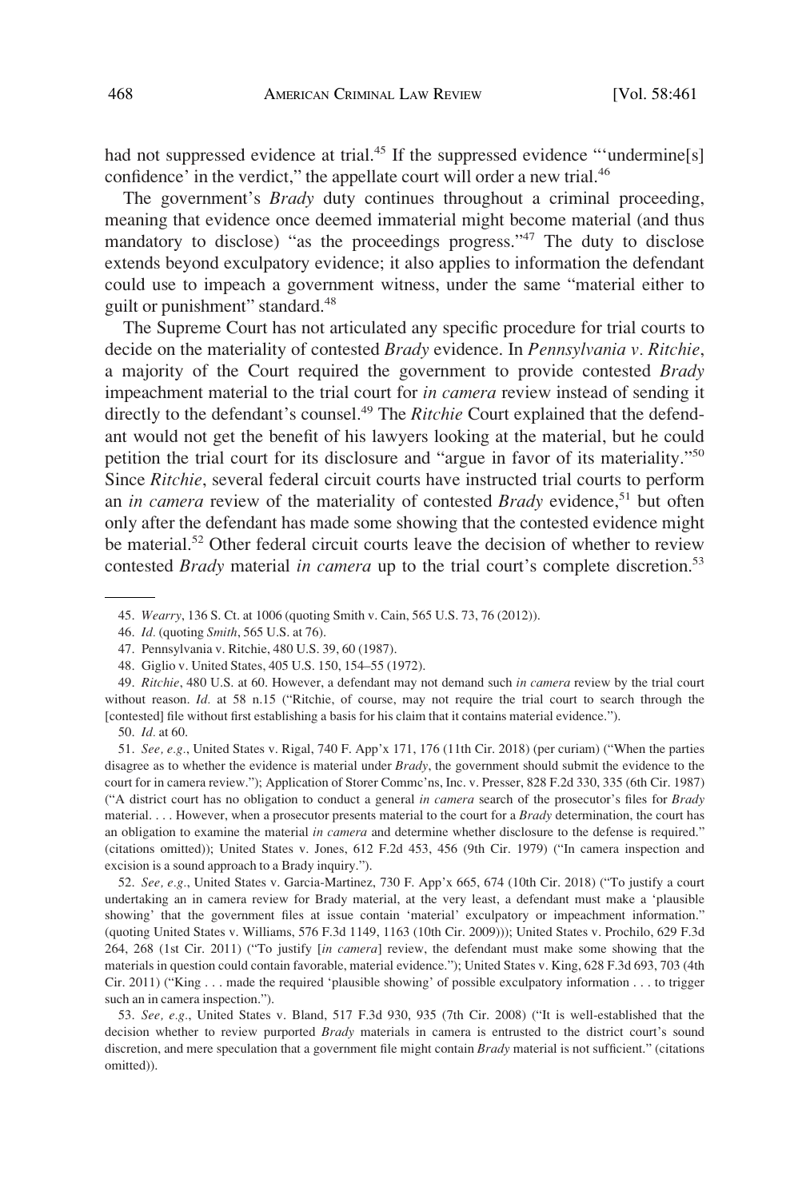had not suppressed evidence at trial.[45] If the suppressed evidence "'undermine[s] confidence' in the verdict," the appellate court will order a new trial.[46]

The government's *Brady* duty continues throughout a criminal proceeding, meaning that evidence once deemed immaterial might become material (and thus mandatory to disclose) "as the proceedings progress."[47] The duty to disclose extends beyond exculpatory evidence; it also applies to information the defendant could use to impeach a government witness, under the same "material either to guilt or punishment" standard.[48]

The Supreme Court has not articulated any specific procedure for trial courts to decide on the materiality of contested *Brady* evidence. In *Pennsylvania v. Ritchie*, a majority of the Court required the government to provide contested *Brady* impeachment material to the trial court for *in camera* review instead of sending it directly to the defendant's counsel.[49] The *Ritchie* Court explained that the defendant would not get the benefit of his lawyers looking at the material, but he could petition the trial court for its disclosure and "argue in favor of its materiality."[50] Since *Ritchie*, several federal circuit courts have instructed trial courts to perform an *in camera* review of the materiality of contested *Brady* evidence,[51] but often only after the defendant has made some showing that the contested evidence might be material.[52] Other federal circuit courts leave the decision of whether to review contested *Brady* material *in camera* up to the trial court's complete discretion.[53]

---

45. *Wearry*, 136 S. Ct. at 1006 (quoting Smith v. Cain, 565 U.S. 73, 76 (2012)).

46. *Id.* (quoting *Smith*, 565 U.S. at 76).

47. Pennsylvania v. Ritchie, 480 U.S. 39, 60 (1987).

48. Giglio v. United States, 405 U.S. 150, 154–55 (1972).

49. *Ritchie*, 480 U.S. at 60. However, a defendant may not demand such *in camera* review by the trial court without reason. *Id.* at 58 n.15 ("Ritchie, of course, may not require the trial court to search through the [contested] file without first establishing a basis for his claim that it contains material evidence.").

50. *Id.* at 60.

51. *See, e.g.*, United States v. Rigal, 740 F. App'x 171, 176 (11th Cir. 2018) (per curiam) ("When the parties disagree as to whether the evidence is material under *Brady*, the government should submit the evidence to the court for in camera review."); Application of Storer Commc'ns, Inc. v. Presser, 828 F.2d 330, 335 (6th Cir. 1987) ("A district court has no obligation to conduct a general *in camera* search of the prosecutor's files for *Brady* material. . . . However, when a prosecutor presents material to the court for a *Brady* determination, the court has an obligation to examine the material *in camera* and determine whether disclosure to the defense is required." (citations omitted)); United States v. Jones, 612 F.2d 453, 456 (9th Cir. 1979) ("In camera inspection and excision is a sound approach to a Brady inquiry.").

52. *See, e.g.*, United States v. Garcia-Martinez, 730 F. App'x 665, 674 (10th Cir. 2018) ("To justify a court undertaking an in camera review for Brady material, at the very least, a defendant must make a 'plausible showing' that the government files at issue contain 'material' exculpatory or impeachment information." (quoting United States v. Williams, 576 F.3d 1149, 1163 (10th Cir. 2009))); United States v. Prochilo, 629 F.3d 264, 268 (1st Cir. 2011) ("To justify [*in camera*] review, the defendant must make some showing that the materials in question could contain favorable, material evidence."); United States v. King, 628 F.3d 693, 703 (4th Cir. 2011) ("King . . . made the required 'plausible showing' of possible exculpatory information . . . to trigger such an in camera inspection.").

53. *See, e.g.*, United States v. Bland, 517 F.3d 930, 935 (7th Cir. 2008) ("It is well-established that the decision whether to review purported *Brady* materials in camera is entrusted to the district court's sound discretion, and mere speculation that a government file might contain *Brady* material is not sufficient." (citations omitted)).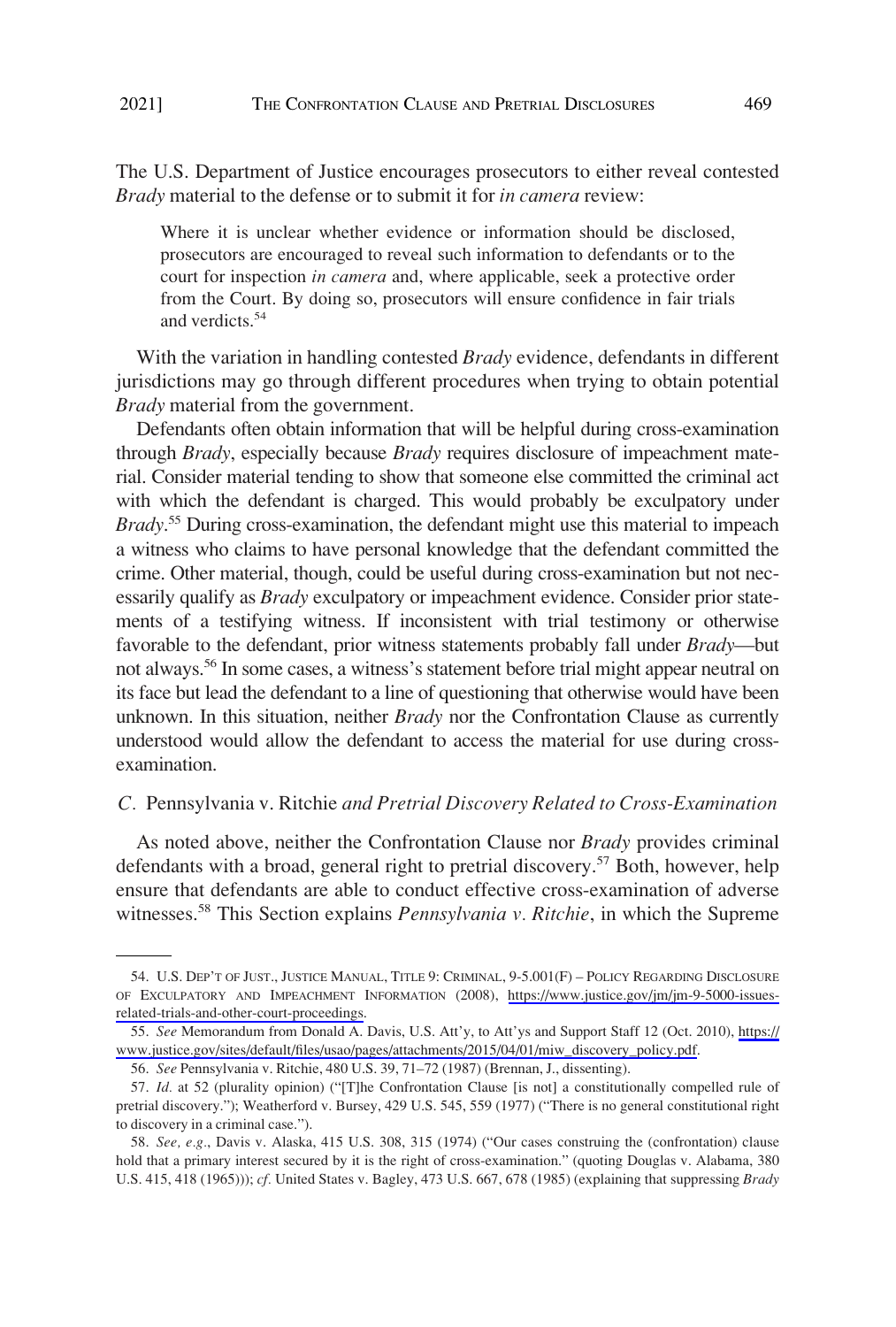The U.S. Department of Justice encourages prosecutors to either reveal contested *Brady* material to the defense or to submit it for *in camera* review:

> Where it is unclear whether evidence or information should be disclosed, prosecutors are encouraged to reveal such information to defendants or to the court for inspection *in camera* and, where applicable, seek a protective order from the Court. By doing so, prosecutors will ensure confidence in fair trials and verdicts.[54]

With the variation in handling contested *Brady* evidence, defendants in different jurisdictions may go through different procedures when trying to obtain potential *Brady* material from the government.

Defendants often obtain information that will be helpful during cross-examination through *Brady*, especially because *Brady* requires disclosure of impeachment material. Consider material tending to show that someone else committed the criminal act with which the defendant is charged. This would probably be exculpatory under *Brady*.[55] During cross-examination, the defendant might use this material to impeach a witness who claims to have personal knowledge that the defendant committed the crime. Other material, though, could be useful during cross-examination but not necessarily qualify as *Brady* exculpatory or impeachment evidence. Consider prior statements of a testifying witness. If inconsistent with trial testimony or otherwise favorable to the defendant, prior witness statements probably fall under *Brady*—but not always.[56] In some cases, a witness's statement before trial might appear neutral on its face but lead the defendant to a line of questioning that otherwise would have been unknown. In this situation, neither *Brady* nor the Confrontation Clause as currently understood would allow the defendant to access the material for use during cross-examination.

### *C.* Pennsylvania v. Ritchie *and Pretrial Discovery Related to Cross-Examination*

As noted above, neither the Confrontation Clause nor *Brady* provides criminal defendants with a broad, general right to pretrial discovery.[57] Both, however, help ensure that defendants are able to conduct effective cross-examination of adverse witnesses.[58] This Section explains *Pennsylvania v. Ritchie*, in which the Supreme

---

54. U.S. DEP'T OF JUST., JUSTICE MANUAL, TITLE 9: CRIMINAL, 9-5.001(F) – POLICY REGARDING DISCLOSURE OF EXCULPATORY AND IMPEACHMENT INFORMATION (2008), https://www.justice.gov/jm/jm-9-5000-issues-related-trials-and-other-court-proceedings.

55. *See* Memorandum from Donald A. Davis, U.S. Att'y, to Att'ys and Support Staff 12 (Oct. 2010), https://www.justice.gov/sites/default/files/usao/pages/attachments/2015/04/01/miw_discovery_policy.pdf.

56. *See* Pennsylvania v. Ritchie, 480 U.S. 39, 71–72 (1987) (Brennan, J., dissenting).

57. *Id.* at 52 (plurality opinion) ("[T]he Confrontation Clause [is not] a constitutionally compelled rule of pretrial discovery."); Weatherford v. Bursey, 429 U.S. 545, 559 (1977) ("There is no general constitutional right to discovery in a criminal case.").

58. *See, e.g.*, Davis v. Alaska, 415 U.S. 308, 315 (1974) ("Our cases construing the (confrontation) clause hold that a primary interest secured by it is the right of cross-examination." (quoting Douglas v. Alabama, 380 U.S. 415, 418 (1965))); *cf.* United States v. Bagley, 473 U.S. 667, 678 (1985) (explaining that suppressing *Brady*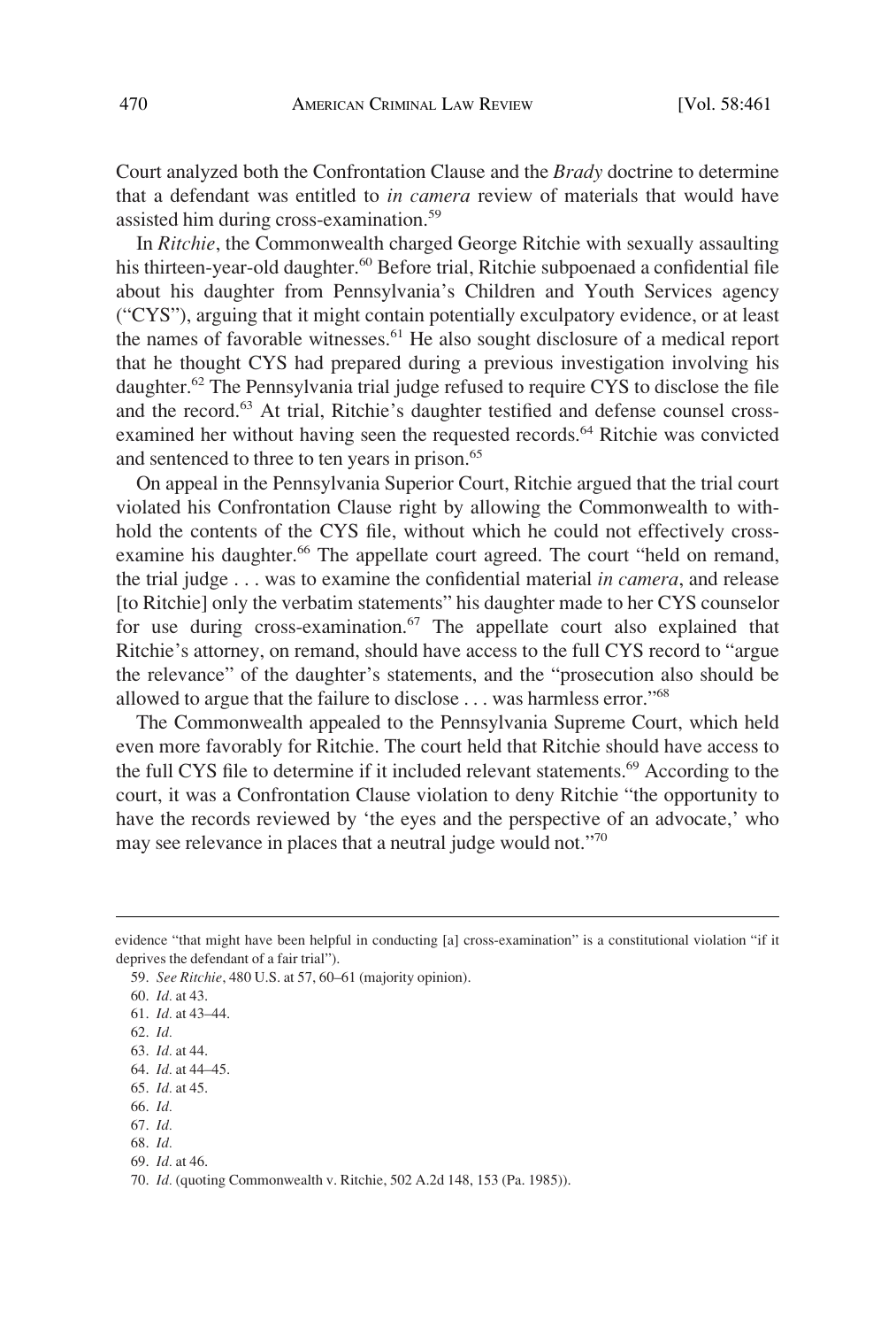Court analyzed both the Confrontation Clause and the *Brady* doctrine to determine that a defendant was entitled to *in camera* review of materials that would have assisted him during cross-examination.[59]

In *Ritchie*, the Commonwealth charged George Ritchie with sexually assaulting his thirteen-year-old daughter.[60] Before trial, Ritchie subpoenaed a confidential file about his daughter from Pennsylvania's Children and Youth Services agency ("CYS"), arguing that it might contain potentially exculpatory evidence, or at least the names of favorable witnesses.[61] He also sought disclosure of a medical report that he thought CYS had prepared during a previous investigation involving his daughter.[62] The Pennsylvania trial judge refused to require CYS to disclose the file and the record.[63] At trial, Ritchie's daughter testified and defense counsel cross-examined her without having seen the requested records.[64] Ritchie was convicted and sentenced to three to ten years in prison.[65]

On appeal in the Pennsylvania Superior Court, Ritchie argued that the trial court violated his Confrontation Clause right by allowing the Commonwealth to withhold the contents of the CYS file, without which he could not effectively cross-examine his daughter.[66] The appellate court agreed. The court "held on remand, the trial judge . . . was to examine the confidential material *in camera*, and release [to Ritchie] only the verbatim statements" his daughter made to her CYS counselor for use during cross-examination.[67] The appellate court also explained that Ritchie's attorney, on remand, should have access to the full CYS record to "argue the relevance" of the daughter's statements, and the "prosecution also should be allowed to argue that the failure to disclose . . . was harmless error."[68]

The Commonwealth appealed to the Pennsylvania Supreme Court, which held even more favorably for Ritchie. The court held that Ritchie should have access to the full CYS file to determine if it included relevant statements.[69] According to the court, it was a Confrontation Clause violation to deny Ritchie "the opportunity to have the records reviewed by 'the eyes and the perspective of an advocate,' who may see relevance in places that a neutral judge would not."[70]

---

evidence "that might have been helpful in conducting [a] cross-examination" is a constitutional violation "if it deprives the defendant of a fair trial").

59. *See Ritchie*, 480 U.S. at 57, 60–61 (majority opinion).

60. *Id.* at 43.

61. *Id.* at 43–44.

62. *Id.*

63. *Id.* at 44.

64. *Id.* at 44–45.

65. *Id.* at 45.

66. *Id.*

67. *Id.*

68. *Id.*

69. *Id.* at 46.

70. *Id.* (quoting Commonwealth v. Ritchie, 502 A.2d 148, 153 (Pa. 1985)).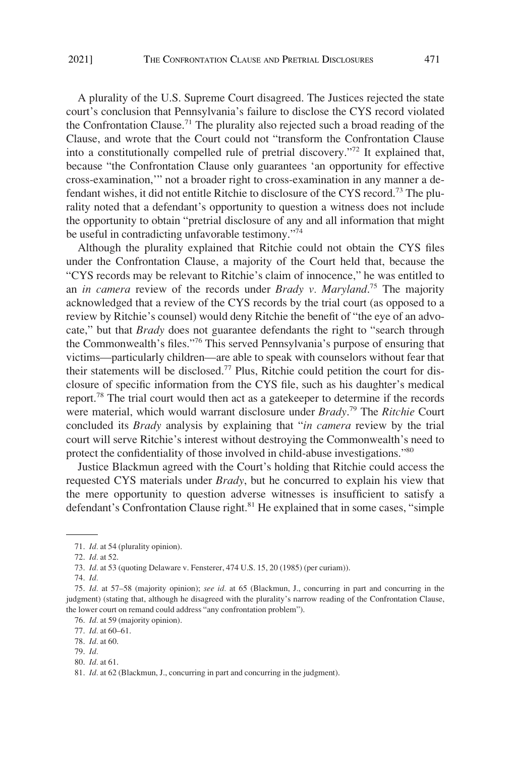A plurality of the U.S. Supreme Court disagreed. The Justices rejected the state court's conclusion that Pennsylvania's failure to disclose the CYS record violated the Confrontation Clause.[71] The plurality also rejected such a broad reading of the Clause, and wrote that the Court could not "transform the Confrontation Clause into a constitutionally compelled rule of pretrial discovery."[72] It explained that, because "the Confrontation Clause only guarantees 'an opportunity for effective cross-examination,'" not a broader right to cross-examination in any manner a defendant wishes, it did not entitle Ritchie to disclosure of the CYS record.[73] The plurality noted that a defendant's opportunity to question a witness does not include the opportunity to obtain "pretrial disclosure of any and all information that might be useful in contradicting unfavorable testimony."[74]

Although the plurality explained that Ritchie could not obtain the CYS files under the Confrontation Clause, a majority of the Court held that, because the "CYS records may be relevant to Ritchie's claim of innocence," he was entitled to an *in camera* review of the records under *Brady v. Maryland*.[75] The majority acknowledged that a review of the CYS records by the trial court (as opposed to a review by Ritchie's counsel) would deny Ritchie the benefit of "the eye of an advocate," but that *Brady* does not guarantee defendants the right to "search through the Commonwealth's files."[76] This served Pennsylvania's purpose of ensuring that victims—particularly children—are able to speak with counselors without fear that their statements will be disclosed.[77] Plus, Ritchie could petition the court for disclosure of specific information from the CYS file, such as his daughter's medical report.[78] The trial court would then act as a gatekeeper to determine if the records were material, which would warrant disclosure under *Brady*.[79] The *Ritchie* Court concluded its *Brady* analysis by explaining that "*in camera* review by the trial court will serve Ritchie's interest without destroying the Commonwealth's need to protect the confidentiality of those involved in child-abuse investigations."[80]

Justice Blackmun agreed with the Court's holding that Ritchie could access the requested CYS materials under *Brady*, but he concurred to explain his view that the mere opportunity to question adverse witnesses is insufficient to satisfy a defendant's Confrontation Clause right.[81] He explained that in some cases, "simple

71. *Id.* at 54 (plurality opinion).

72. *Id.* at 52.

73. *Id.* at 53 (quoting Delaware v. Fensterer, 474 U.S. 15, 20 (1985) (per curiam)).

74. *Id.*

75. *Id.* at 57–58 (majority opinion); *see id.* at 65 (Blackmun, J., concurring in part and concurring in the judgment) (stating that, although he disagreed with the plurality's narrow reading of the Confrontation Clause, the lower court on remand could address "any confrontation problem").

76. *Id.* at 59 (majority opinion).

77. *Id.* at 60–61.

78. *Id.* at 60.

79. *Id.*

80. *Id.* at 61.

81. *Id.* at 62 (Blackmun, J., concurring in part and concurring in the judgment).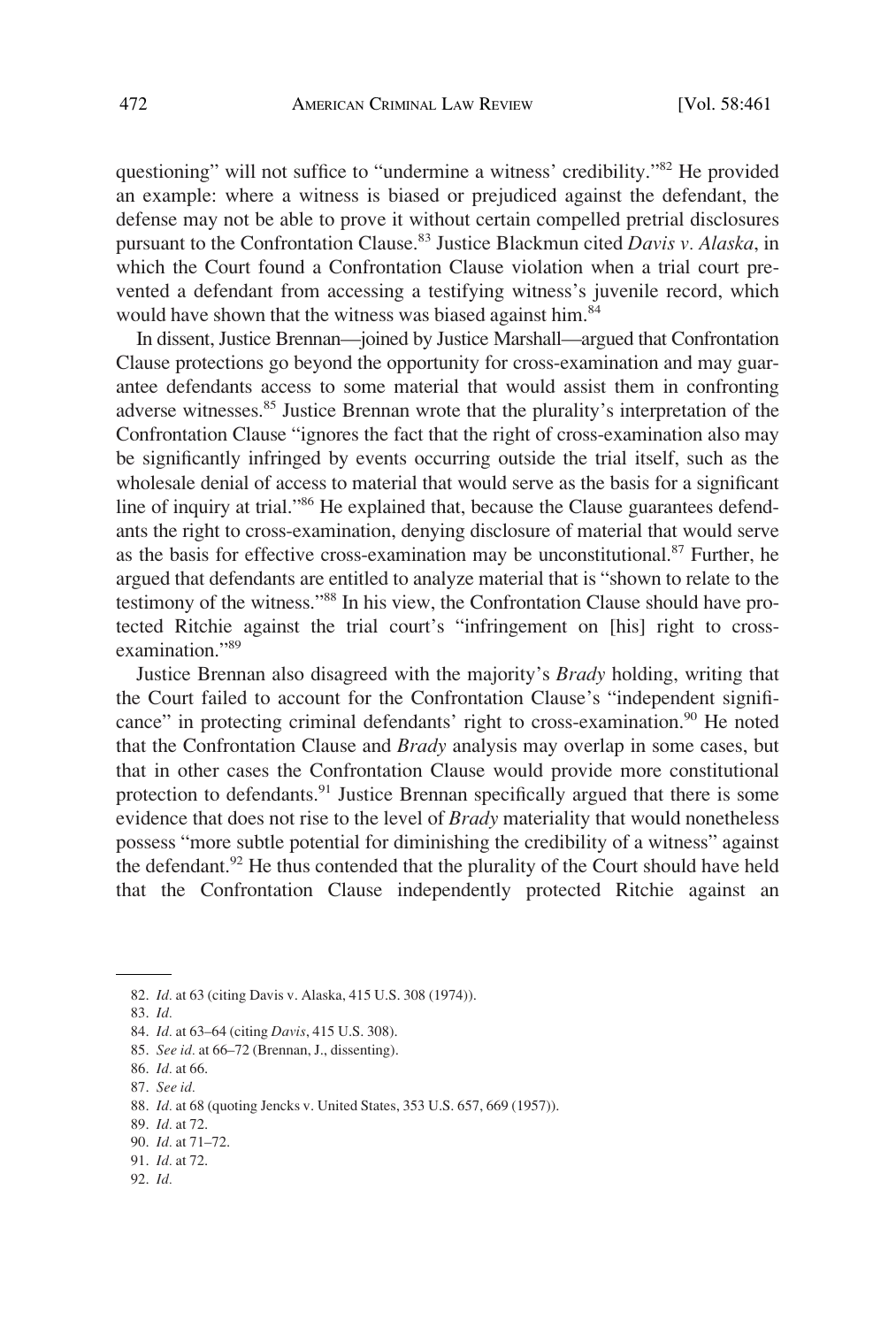questioning" will not suffice to "undermine a witness' credibility."[82] He provided an example: where a witness is biased or prejudiced against the defendant, the defense may not be able to prove it without certain compelled pretrial disclosures pursuant to the Confrontation Clause.[83] Justice Blackmun cited *Davis v. Alaska*, in which the Court found a Confrontation Clause violation when a trial court prevented a defendant from accessing a testifying witness's juvenile record, which would have shown that the witness was biased against him.[84]

In dissent, Justice Brennan—joined by Justice Marshall—argued that Confrontation Clause protections go beyond the opportunity for cross-examination and may guarantee defendants access to some material that would assist them in confronting adverse witnesses.[85] Justice Brennan wrote that the plurality's interpretation of the Confrontation Clause "ignores the fact that the right of cross-examination also may be significantly infringed by events occurring outside the trial itself, such as the wholesale denial of access to material that would serve as the basis for a significant line of inquiry at trial."[86] He explained that, because the Clause guarantees defendants the right to cross-examination, denying disclosure of material that would serve as the basis for effective cross-examination may be unconstitutional.[87] Further, he argued that defendants are entitled to analyze material that is "shown to relate to the testimony of the witness."[88] In his view, the Confrontation Clause should have protected Ritchie against the trial court's "infringement on [his] right to cross-examination."[89]

Justice Brennan also disagreed with the majority's *Brady* holding, writing that the Court failed to account for the Confrontation Clause's "independent significance" in protecting criminal defendants' right to cross-examination.[90] He noted that the Confrontation Clause and *Brady* analysis may overlap in some cases, but that in other cases the Confrontation Clause would provide more constitutional protection to defendants.[91] Justice Brennan specifically argued that there is some evidence that does not rise to the level of *Brady* materiality that would nonetheless possess "more subtle potential for diminishing the credibility of a witness" against the defendant.[92] He thus contended that the plurality of the Court should have held that the Confrontation Clause independently protected Ritchie against an

---

82. *Id.* at 63 (citing Davis v. Alaska, 415 U.S. 308 (1974)).

83. *Id.*

84. *Id.* at 63–64 (citing *Davis*, 415 U.S. 308).

85. *See id.* at 66–72 (Brennan, J., dissenting).

86. *Id.* at 66.

87. *See id.*

88. *Id.* at 68 (quoting Jencks v. United States, 353 U.S. 657, 669 (1957)).

89. *Id.* at 72.

90. *Id.* at 71–72.

91. *Id.* at 72.

92. *Id.*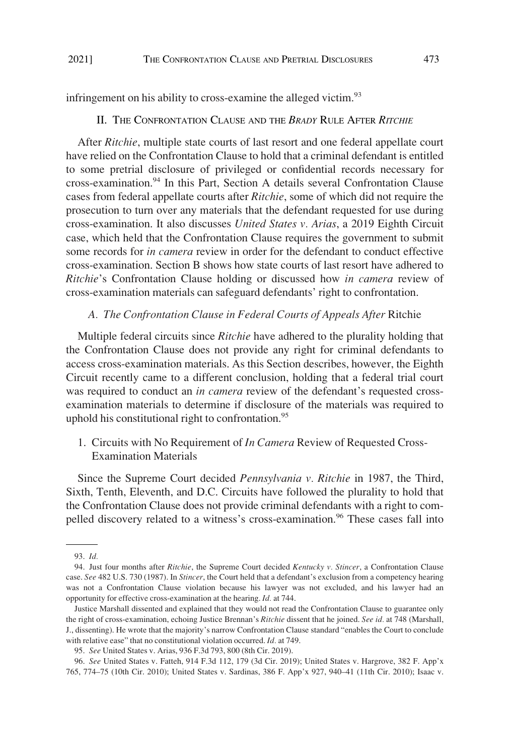infringement on his ability to cross-examine the alleged victim.[93]

## II. The Confrontation Clause and the *Brady* Rule After *Ritchie*

After *Ritchie*, multiple state courts of last resort and one federal appellate court have relied on the Confrontation Clause to hold that a criminal defendant is entitled to some pretrial disclosure of privileged or confidential records necessary for cross-examination.[94] In this Part, Section A details several Confrontation Clause cases from federal appellate courts after *Ritchie*, some of which did not require the prosecution to turn over any materials that the defendant requested for use during cross-examination. It also discusses *United States v. Arias*, a 2019 Eighth Circuit case, which held that the Confrontation Clause requires the government to submit some records for *in camera* review in order for the defendant to conduct effective cross-examination. Section B shows how state courts of last resort have adhered to *Ritchie*'s Confrontation Clause holding or discussed how *in camera* review of cross-examination materials can safeguard defendants' right to confrontation.

### *A. The Confrontation Clause in Federal Courts of Appeals After* Ritchie

Multiple federal circuits since *Ritchie* have adhered to the plurality holding that the Confrontation Clause does not provide any right for criminal defendants to access cross-examination materials. As this Section describes, however, the Eighth Circuit recently came to a different conclusion, holding that a federal trial court was required to conduct an *in camera* review of the defendant's requested cross-examination materials to determine if disclosure of the materials was required to uphold his constitutional right to confrontation.[95]

#### 1. Circuits with No Requirement of *In Camera* Review of Requested Cross-Examination Materials

Since the Supreme Court decided *Pennsylvania v. Ritchie* in 1987, the Third, Sixth, Tenth, Eleventh, and D.C. Circuits have followed the plurality to hold that the Confrontation Clause does not provide criminal defendants with a right to compelled discovery related to a witness's cross-examination.[96] These cases fall into

---

93. *Id.*

94. Just four months after *Ritchie*, the Supreme Court decided *Kentucky v. Stincer*, a Confrontation Clause case. *See* 482 U.S. 730 (1987). In *Stincer*, the Court held that a defendant's exclusion from a competency hearing was not a Confrontation Clause violation because his lawyer was not excluded, and his lawyer had an opportunity for effective cross-examination at the hearing. *Id.* at 744.

Justice Marshall dissented and explained that they would not read the Confrontation Clause to guarantee only the right of cross-examination, echoing Justice Brennan's *Ritchie* dissent that he joined. *See id.* at 748 (Marshall, J., dissenting). He wrote that the majority's narrow Confrontation Clause standard "enables the Court to conclude with relative ease" that no constitutional violation occurred. *Id.* at 749.

95. *See* United States v. Arias, 936 F.3d 793, 800 (8th Cir. 2019).

96. *See* United States v. Fatteh, 914 F.3d 112, 179 (3d Cir. 2019); United States v. Hargrove, 382 F. App'x 765, 774–75 (10th Cir. 2010); United States v. Sardinas, 386 F. App'x 927, 940–41 (11th Cir. 2010); Isaac v.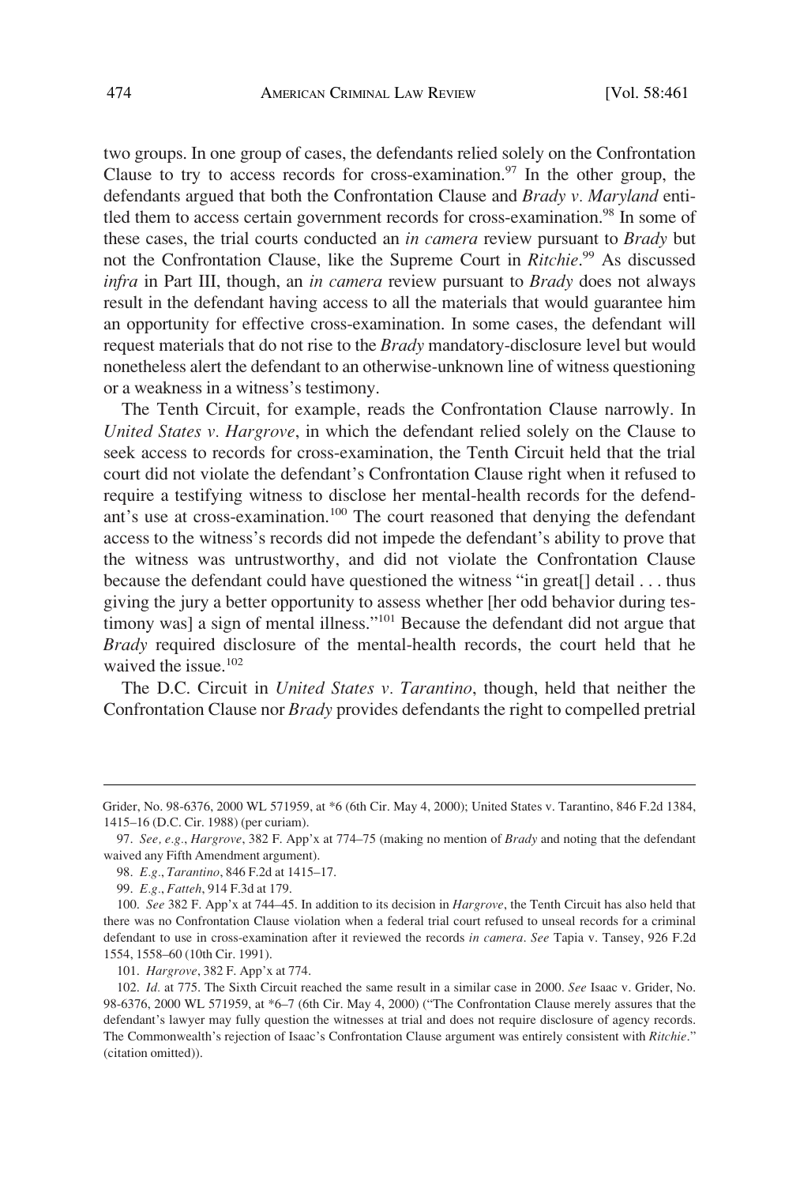two groups. In one group of cases, the defendants relied solely on the Confrontation Clause to try to access records for cross-examination.[97] In the other group, the defendants argued that both the Confrontation Clause and *Brady v. Maryland* entitled them to access certain government records for cross-examination.[98] In some of these cases, the trial courts conducted an *in camera* review pursuant to *Brady* but not the Confrontation Clause, like the Supreme Court in *Ritchie*.[99] As discussed *infra* in Part III, though, an *in camera* review pursuant to *Brady* does not always result in the defendant having access to all the materials that would guarantee him an opportunity for effective cross-examination. In some cases, the defendant will request materials that do not rise to the *Brady* mandatory-disclosure level but would nonetheless alert the defendant to an otherwise-unknown line of witness questioning or a weakness in a witness's testimony.

The Tenth Circuit, for example, reads the Confrontation Clause narrowly. In *United States v. Hargrove*, in which the defendant relied solely on the Clause to seek access to records for cross-examination, the Tenth Circuit held that the trial court did not violate the defendant's Confrontation Clause right when it refused to require a testifying witness to disclose her mental-health records for the defendant's use at cross-examination.[100] The court reasoned that denying the defendant access to the witness's records did not impede the defendant's ability to prove that the witness was untrustworthy, and did not violate the Confrontation Clause because the defendant could have questioned the witness "in great[] detail . . . thus giving the jury a better opportunity to assess whether [her odd behavior during testimony was] a sign of mental illness."[101] Because the defendant did not argue that *Brady* required disclosure of the mental-health records, the court held that he waived the issue.[102]

The D.C. Circuit in *United States v. Tarantino*, though, held that neither the Confrontation Clause nor *Brady* provides defendants the right to compelled pretrial

---

Grider, No. 98-6376, 2000 WL 571959, at *6 (6th Cir. May 4, 2000); United States v. Tarantino, 846 F.2d 1384, 1415–16 (D.C. Cir. 1988) (per curiam).

97. *See, e.g.*, *Hargrove*, 382 F. App'x at 774–75 (making no mention of *Brady* and noting that the defendant waived any Fifth Amendment argument).

98. *E.g.*, *Tarantino*, 846 F.2d at 1415–17.

99. *E.g.*, *Fatteh*, 914 F.3d at 179.

100. *See* 382 F. App'x at 744–45. In addition to its decision in *Hargrove*, the Tenth Circuit has also held that there was no Confrontation Clause violation when a federal trial court refused to unseal records for a criminal defendant to use in cross-examination after it reviewed the records *in camera*. *See* Tapia v. Tansey, 926 F.2d 1554, 1558–60 (10th Cir. 1991).

101. *Hargrove*, 382 F. App'x at 774.

102. *Id.* at 775. The Sixth Circuit reached the same result in a similar case in 2000. *See* Isaac v. Grider, No. 98-6376, 2000 WL 571959, at *6–7 (6th Cir. May 4, 2000) ("The Confrontation Clause merely assures that the defendant's lawyer may fully question the witnesses at trial and does not require disclosure of agency records. The Commonwealth's rejection of Isaac's Confrontation Clause argument was entirely consistent with *Ritchie*." (citation omitted)).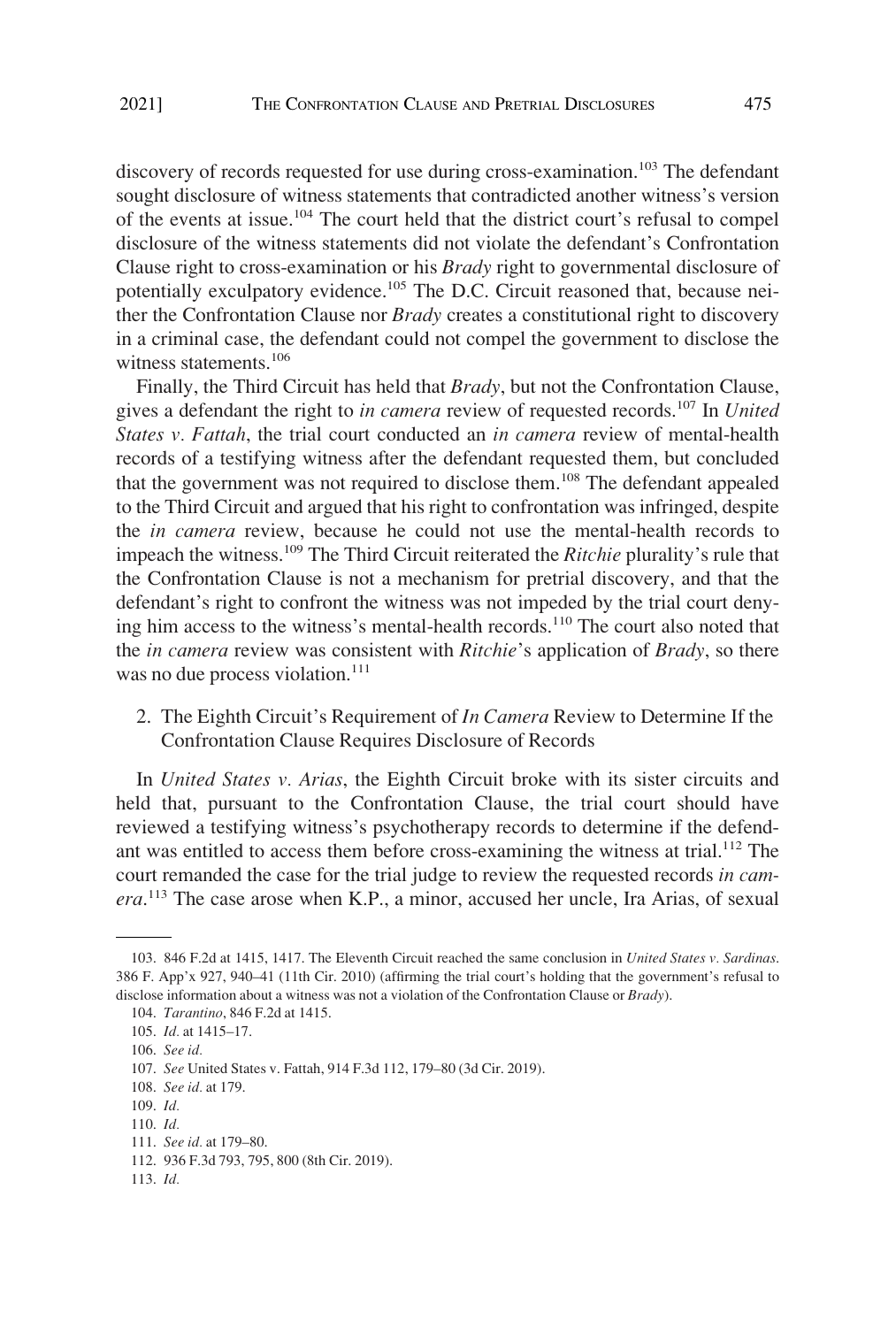discovery of records requested for use during cross-examination.[103] The defendant sought disclosure of witness statements that contradicted another witness's version of the events at issue.[104] The court held that the district court's refusal to compel disclosure of the witness statements did not violate the defendant's Confrontation Clause right to cross-examination or his *Brady* right to governmental disclosure of potentially exculpatory evidence.[105] The D.C. Circuit reasoned that, because neither the Confrontation Clause nor *Brady* creates a constitutional right to discovery in a criminal case, the defendant could not compel the government to disclose the witness statements.[106]

Finally, the Third Circuit has held that *Brady*, but not the Confrontation Clause, gives a defendant the right to *in camera* review of requested records.[107] In *United States v. Fattah*, the trial court conducted an *in camera* review of mental-health records of a testifying witness after the defendant requested them, but concluded that the government was not required to disclose them.[108] The defendant appealed to the Third Circuit and argued that his right to confrontation was infringed, despite the *in camera* review, because he could not use the mental-health records to impeach the witness.[109] The Third Circuit reiterated the *Ritchie* plurality's rule that the Confrontation Clause is not a mechanism for pretrial discovery, and that the defendant's right to confront the witness was not impeded by the trial court denying him access to the witness's mental-health records.[110] The court also noted that the *in camera* review was consistent with *Ritchie*'s application of *Brady*, so there was no due process violation.[111]

### 2. The Eighth Circuit's Requirement of *In Camera* Review to Determine If the Confrontation Clause Requires Disclosure of Records

In *United States v. Arias*, the Eighth Circuit broke with its sister circuits and held that, pursuant to the Confrontation Clause, the trial court should have reviewed a testifying witness's psychotherapy records to determine if the defendant was entitled to access them before cross-examining the witness at trial.[112] The court remanded the case for the trial judge to review the requested records *in camera*.[113] The case arose when K.P., a minor, accused her uncle, Ira Arias, of sexual

---

103. 846 F.2d at 1415, 1417. The Eleventh Circuit reached the same conclusion in *United States v. Sardinas*. 386 F. App'x 927, 940–41 (11th Cir. 2010) (affirming the trial court's holding that the government's refusal to disclose information about a witness was not a violation of the Confrontation Clause or *Brady*).

104. *Tarantino*, 846 F.2d at 1415.

105. *Id.* at 1415–17.

106. *See id.*

107. *See* United States v. Fattah, 914 F.3d 112, 179–80 (3d Cir. 2019).

108. *See id.* at 179.

109. *Id.*

110. *Id.*

111. *See id.* at 179–80.

112. 936 F.3d 793, 795, 800 (8th Cir. 2019).

113. *Id.*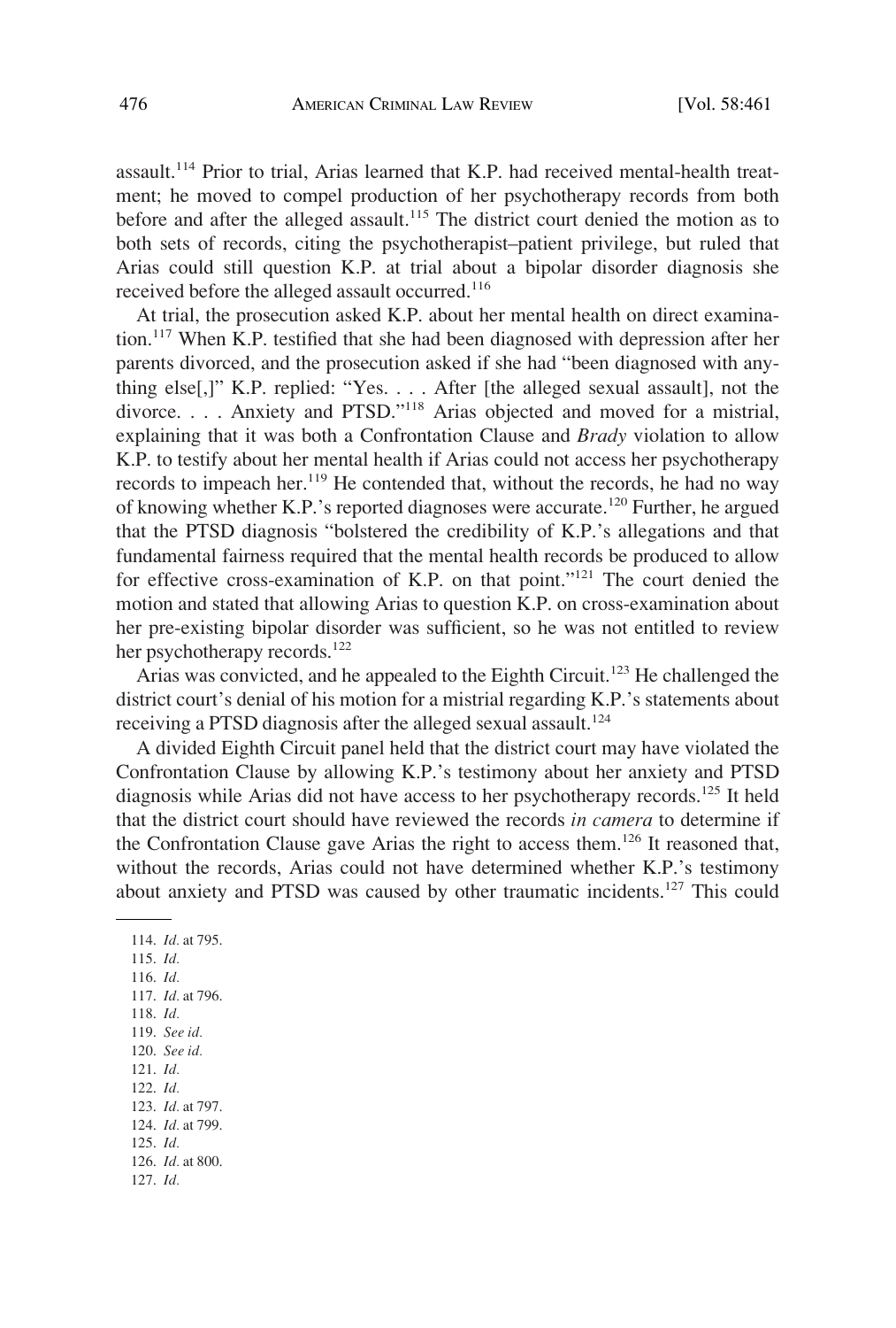assault.[114] Prior to trial, Arias learned that K.P. had received mental-health treatment; he moved to compel production of her psychotherapy records from both before and after the alleged assault.[115] The district court denied the motion as to both sets of records, citing the psychotherapist–patient privilege, but ruled that Arias could still question K.P. at trial about a bipolar disorder diagnosis she received before the alleged assault occurred.[116]

At trial, the prosecution asked K.P. about her mental health on direct examination.[117] When K.P. testified that she had been diagnosed with depression after her parents divorced, and the prosecution asked if she had "been diagnosed with anything else[,]" K.P. replied: "Yes. . . . After [the alleged sexual assault], not the divorce. . . . Anxiety and PTSD."[118] Arias objected and moved for a mistrial, explaining that it was both a Confrontation Clause and *Brady* violation to allow K.P. to testify about her mental health if Arias could not access her psychotherapy records to impeach her.[119] He contended that, without the records, he had no way of knowing whether K.P.'s reported diagnoses were accurate.[120] Further, he argued that the PTSD diagnosis "bolstered the credibility of K.P.'s allegations and that fundamental fairness required that the mental health records be produced to allow for effective cross-examination of K.P. on that point."[121] The court denied the motion and stated that allowing Arias to question K.P. on cross-examination about her pre-existing bipolar disorder was sufficient, so he was not entitled to review her psychotherapy records.[122]

Arias was convicted, and he appealed to the Eighth Circuit.[123] He challenged the district court's denial of his motion for a mistrial regarding K.P.'s statements about receiving a PTSD diagnosis after the alleged sexual assault.[124]

A divided Eighth Circuit panel held that the district court may have violated the Confrontation Clause by allowing K.P.'s testimony about her anxiety and PTSD diagnosis while Arias did not have access to her psychotherapy records.[125] It held that the district court should have reviewed the records *in camera* to determine if the Confrontation Clause gave Arias the right to access them.[126] It reasoned that, without the records, Arias could not have determined whether K.P.'s testimony about anxiety and PTSD was caused by other traumatic incidents.[127] This could

114. *Id.* at 795.
115. *Id.*
116. *Id.*
117. *Id.* at 796.
118. *Id.*
119. *See id.*
120. *See id.*
121. *Id.*
122. *Id.*
123. *Id.* at 797.
124. *Id.* at 799.
125. *Id.*
126. *Id.* at 800.
127. *Id.*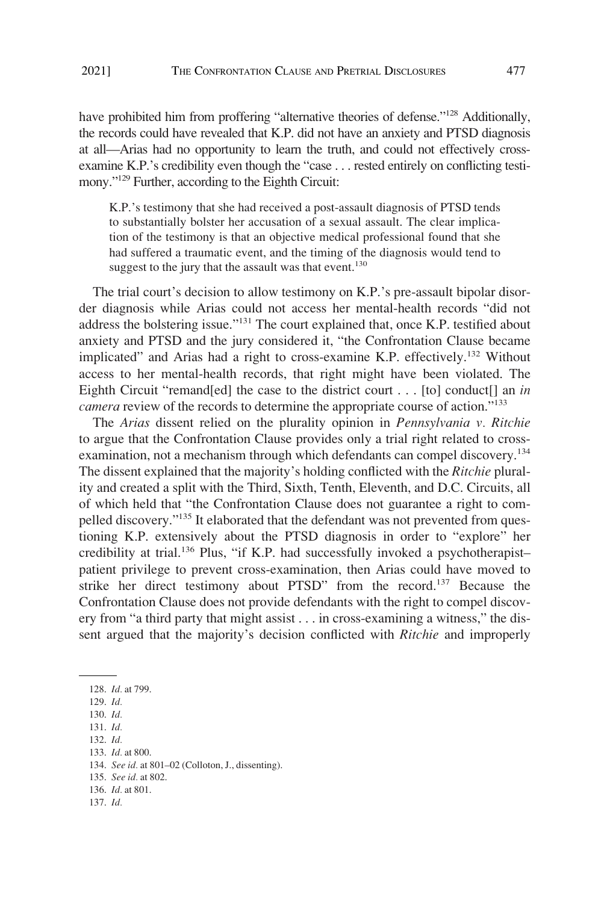have prohibited him from proffering "alternative theories of defense."[128] Additionally, the records could have revealed that K.P. did not have an anxiety and PTSD diagnosis at all—Arias had no opportunity to learn the truth, and could not effectively cross-examine K.P.'s credibility even though the "case . . . rested entirely on conflicting testimony."[129] Further, according to the Eighth Circuit:

> K.P.'s testimony that she had received a post-assault diagnosis of PTSD tends to substantially bolster her accusation of a sexual assault. The clear implication of the testimony is that an objective medical professional found that she had suffered a traumatic event, and the timing of the diagnosis would tend to suggest to the jury that the assault was that event.[130]

The trial court's decision to allow testimony on K.P.'s pre-assault bipolar disorder diagnosis while Arias could not access her mental-health records "did not address the bolstering issue."[131] The court explained that, once K.P. testified about anxiety and PTSD and the jury considered it, "the Confrontation Clause became implicated" and Arias had a right to cross-examine K.P. effectively.[132] Without access to her mental-health records, that right might have been violated. The Eighth Circuit "remand[ed] the case to the district court . . . [to] conduct[] an *in camera* review of the records to determine the appropriate course of action."[133]

The *Arias* dissent relied on the plurality opinion in *Pennsylvania v. Ritchie* to argue that the Confrontation Clause provides only a trial right related to cross-examination, not a mechanism through which defendants can compel discovery.[134] The dissent explained that the majority's holding conflicted with the *Ritchie* plurality and created a split with the Third, Sixth, Tenth, Eleventh, and D.C. Circuits, all of which held that "the Confrontation Clause does not guarantee a right to compelled discovery."[135] It elaborated that the defendant was not prevented from questioning K.P. extensively about the PTSD diagnosis in order to "explore" her credibility at trial.[136] Plus, "if K.P. had successfully invoked a psychotherapist–patient privilege to prevent cross-examination, then Arias could have moved to strike her direct testimony about PTSD" from the record.[137] Because the Confrontation Clause does not provide defendants with the right to compel discovery from "a third party that might assist . . . in cross-examining a witness," the dissent argued that the majority's decision conflicted with *Ritchie* and improperly

128. *Id.* at 799.
129. *Id.*
130. *Id.*
131. *Id.*
132. *Id.*
133. *Id.* at 800.
134. *See id.* at 801–02 (Colloton, J., dissenting).
135. *See id.* at 802.
136. *Id.* at 801.
137. *Id.*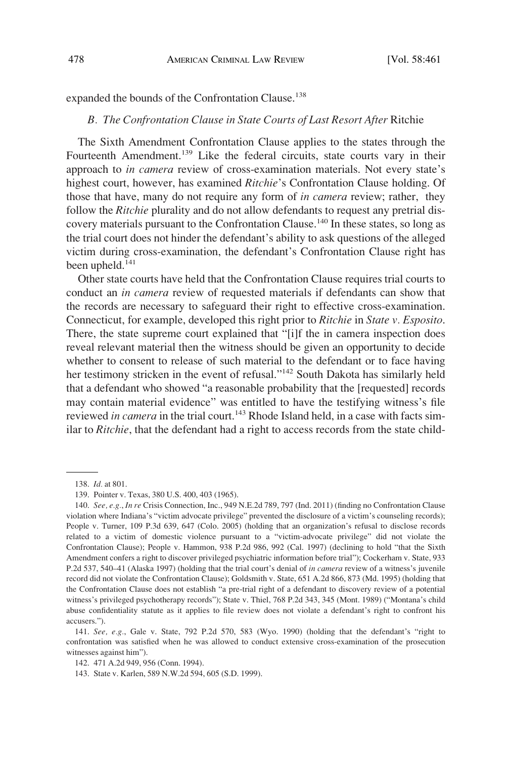expanded the bounds of the Confrontation Clause.[138]

### *B. The Confrontation Clause in State Courts of Last Resort After* Ritchie

The Sixth Amendment Confrontation Clause applies to the states through the Fourteenth Amendment.[139] Like the federal circuits, state courts vary in their approach to *in camera* review of cross-examination materials. Not every state's highest court, however, has examined *Ritchie*'s Confrontation Clause holding. Of those that have, many do not require any form of *in camera* review; rather, they follow the *Ritchie* plurality and do not allow defendants to request any pretrial discovery materials pursuant to the Confrontation Clause.[140] In these states, so long as the trial court does not hinder the defendant's ability to ask questions of the alleged victim during cross-examination, the defendant's Confrontation Clause right has been upheld.[141]

Other state courts have held that the Confrontation Clause requires trial courts to conduct an *in camera* review of requested materials if defendants can show that the records are necessary to safeguard their right to effective cross-examination. Connecticut, for example, developed this right prior to *Ritchie* in *State v. Esposito*. There, the state supreme court explained that "[i]f the in camera inspection does reveal relevant material then the witness should be given an opportunity to decide whether to consent to release of such material to the defendant or to face having her testimony stricken in the event of refusal."[142] South Dakota has similarly held that a defendant who showed "a reasonable probability that the [requested] records may contain material evidence" was entitled to have the testifying witness's file reviewed *in camera* in the trial court.[143] Rhode Island held, in a case with facts similar to *Ritchie*, that the defendant had a right to access records from the state child-

---

138. *Id.* at 801.

139. Pointer v. Texas, 380 U.S. 400, 403 (1965).

140. *See, e.g.*, *In re* Crisis Connection, Inc., 949 N.E.2d 789, 797 (Ind. 2011) (finding no Confrontation Clause violation where Indiana's "victim advocate privilege" prevented the disclosure of a victim's counseling records); People v. Turner, 109 P.3d 639, 647 (Colo. 2005) (holding that an organization's refusal to disclose records related to a victim of domestic violence pursuant to a "victim-advocate privilege" did not violate the Confrontation Clause); People v. Hammon, 938 P.2d 986, 992 (Cal. 1997) (declining to hold "that the Sixth Amendment confers a right to discover privileged psychiatric information before trial"); Cockerham v. State, 933 P.2d 537, 540–41 (Alaska 1997) (holding that the trial court's denial of *in camera* review of a witness's juvenile record did not violate the Confrontation Clause); Goldsmith v. State, 651 A.2d 866, 873 (Md. 1995) (holding that the Confrontation Clause does not establish "a pre-trial right of a defendant to discovery review of a potential witness's privileged psychotherapy records"); State v. Thiel, 768 P.2d 343, 345 (Mont. 1989) ("Montana's child abuse confidentiality statute as it applies to file review does not violate a defendant's right to confront his accusers.").

141. *See, e.g.*, Gale v. State, 792 P.2d 570, 583 (Wyo. 1990) (holding that the defendant's "right to confrontation was satisfied when he was allowed to conduct extensive cross-examination of the prosecution witnesses against him").

142. 471 A.2d 949, 956 (Conn. 1994).

143. State v. Karlen, 589 N.W.2d 594, 605 (S.D. 1999).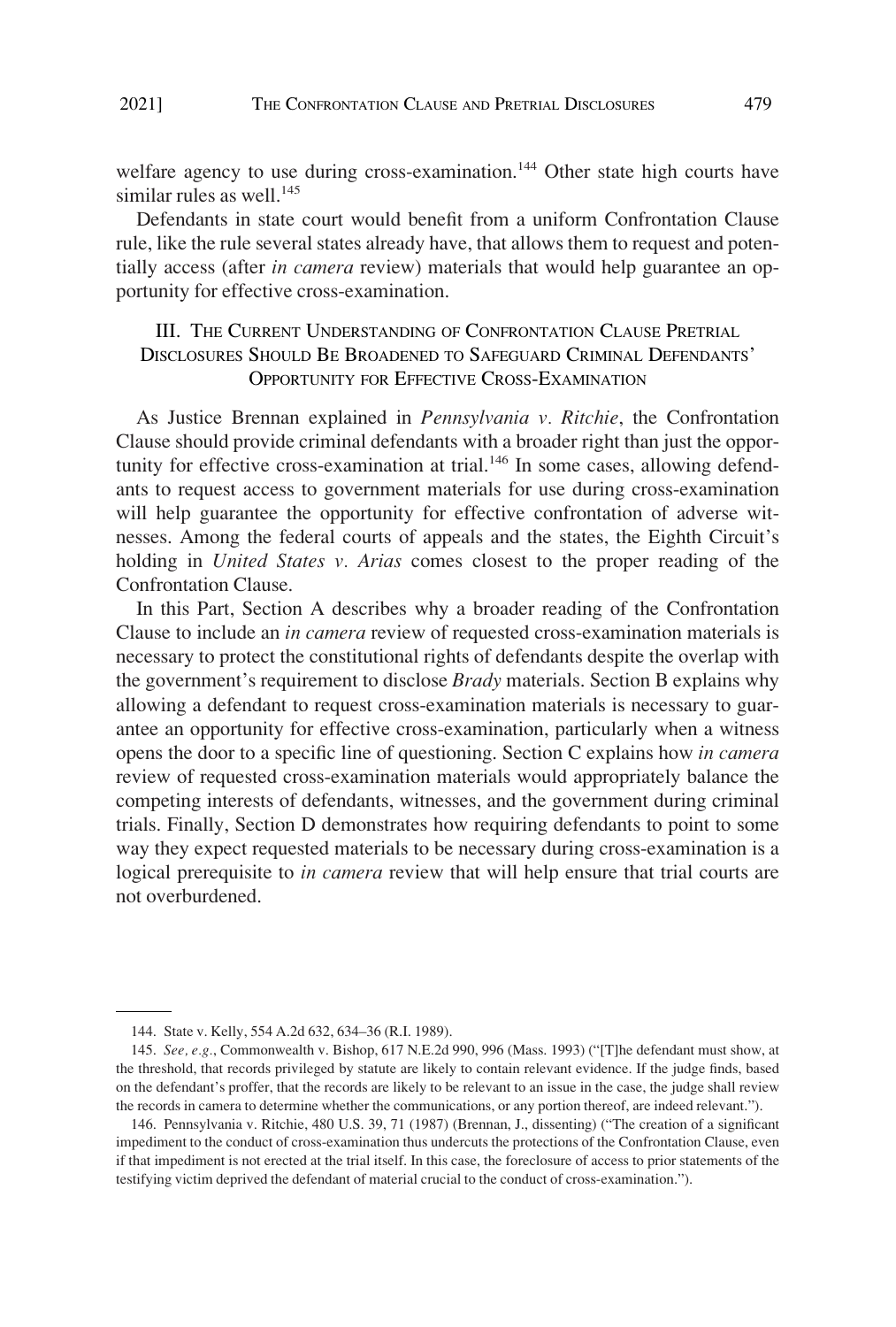welfare agency to use during cross-examination.[144] Other state high courts have similar rules as well.[145]

Defendants in state court would benefit from a uniform Confrontation Clause rule, like the rule several states already have, that allows them to request and potentially access (after *in camera* review) materials that would help guarantee an opportunity for effective cross-examination.

## III. The Current Understanding of Confrontation Clause Pretrial Disclosures Should Be Broadened to Safeguard Criminal Defendants' Opportunity for Effective Cross-Examination

As Justice Brennan explained in *Pennsylvania v. Ritchie*, the Confrontation Clause should provide criminal defendants with a broader right than just the opportunity for effective cross-examination at trial.[146] In some cases, allowing defendants to request access to government materials for use during cross-examination will help guarantee the opportunity for effective confrontation of adverse witnesses. Among the federal courts of appeals and the states, the Eighth Circuit's holding in *United States v. Arias* comes closest to the proper reading of the Confrontation Clause.

In this Part, Section A describes why a broader reading of the Confrontation Clause to include an *in camera* review of requested cross-examination materials is necessary to protect the constitutional rights of defendants despite the overlap with the government's requirement to disclose *Brady* materials. Section B explains why allowing a defendant to request cross-examination materials is necessary to guarantee an opportunity for effective cross-examination, particularly when a witness opens the door to a specific line of questioning. Section C explains how *in camera* review of requested cross-examination materials would appropriately balance the competing interests of defendants, witnesses, and the government during criminal trials. Finally, Section D demonstrates how requiring defendants to point to some way they expect requested materials to be necessary during cross-examination is a logical prerequisite to *in camera* review that will help ensure that trial courts are not overburdened.

---

144. State v. Kelly, 554 A.2d 632, 634–36 (R.I. 1989).

145. *See, e.g.*, Commonwealth v. Bishop, 617 N.E.2d 990, 996 (Mass. 1993) ("[T]he defendant must show, at the threshold, that records privileged by statute are likely to contain relevant evidence. If the judge finds, based on the defendant's proffer, that the records are likely to be relevant to an issue in the case, the judge shall review the records in camera to determine whether the communications, or any portion thereof, are indeed relevant.").

146. Pennsylvania v. Ritchie, 480 U.S. 39, 71 (1987) (Brennan, J., dissenting) ("The creation of a significant impediment to the conduct of cross-examination thus undercuts the protections of the Confrontation Clause, even if that impediment is not erected at the trial itself. In this case, the foreclosure of access to prior statements of the testifying victim deprived the defendant of material crucial to the conduct of cross-examination.").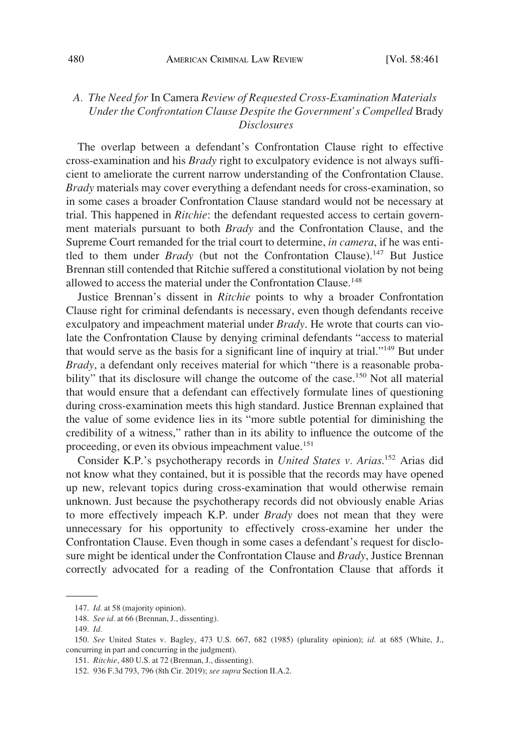### *A. The Need for* In Camera *Review of Requested Cross-Examination Materials Under the Confrontation Clause Despite the Government's Compelled* Brady *Disclosures*

The overlap between a defendant's Confrontation Clause right to effective cross-examination and his *Brady* right to exculpatory evidence is not always sufficient to ameliorate the current narrow understanding of the Confrontation Clause. *Brady* materials may cover everything a defendant needs for cross-examination, so in some cases a broader Confrontation Clause standard would not be necessary at trial. This happened in *Ritchie*: the defendant requested access to certain government materials pursuant to both *Brady* and the Confrontation Clause, and the Supreme Court remanded for the trial court to determine, *in camera*, if he was entitled to them under *Brady* (but not the Confrontation Clause).[147] But Justice Brennan still contended that Ritchie suffered a constitutional violation by not being allowed to access the material under the Confrontation Clause.[148]

Justice Brennan's dissent in *Ritchie* points to why a broader Confrontation Clause right for criminal defendants is necessary, even though defendants receive exculpatory and impeachment material under *Brady*. He wrote that courts can violate the Confrontation Clause by denying criminal defendants "access to material that would serve as the basis for a significant line of inquiry at trial."[149] But under *Brady*, a defendant only receives material for which "there is a reasonable probability" that its disclosure will change the outcome of the case.[150] Not all material that would ensure that a defendant can effectively formulate lines of questioning during cross-examination meets this high standard. Justice Brennan explained that the value of some evidence lies in its "more subtle potential for diminishing the credibility of a witness," rather than in its ability to influence the outcome of the proceeding, or even its obvious impeachment value.[151]

Consider K.P.'s psychotherapy records in *United States v. Arias*.[152] Arias did not know what they contained, but it is possible that the records may have opened up new, relevant topics during cross-examination that would otherwise remain unknown. Just because the psychotherapy records did not obviously enable Arias to more effectively impeach K.P. under *Brady* does not mean that they were unnecessary for his opportunity to effectively cross-examine her under the Confrontation Clause. Even though in some cases a defendant's request for disclosure might be identical under the Confrontation Clause and *Brady*, Justice Brennan correctly advocated for a reading of the Confrontation Clause that affords it

---

147. *Id.* at 58 (majority opinion).

148. *See id.* at 66 (Brennan, J., dissenting).

149. *Id.*

150. *See* United States v. Bagley, 473 U.S. 667, 682 (1985) (plurality opinion); *id.* at 685 (White, J., concurring in part and concurring in the judgment).

151. *Ritchie*, 480 U.S. at 72 (Brennan, J., dissenting).

152. 936 F.3d 793, 796 (8th Cir. 2019); *see supra* Section II.A.2.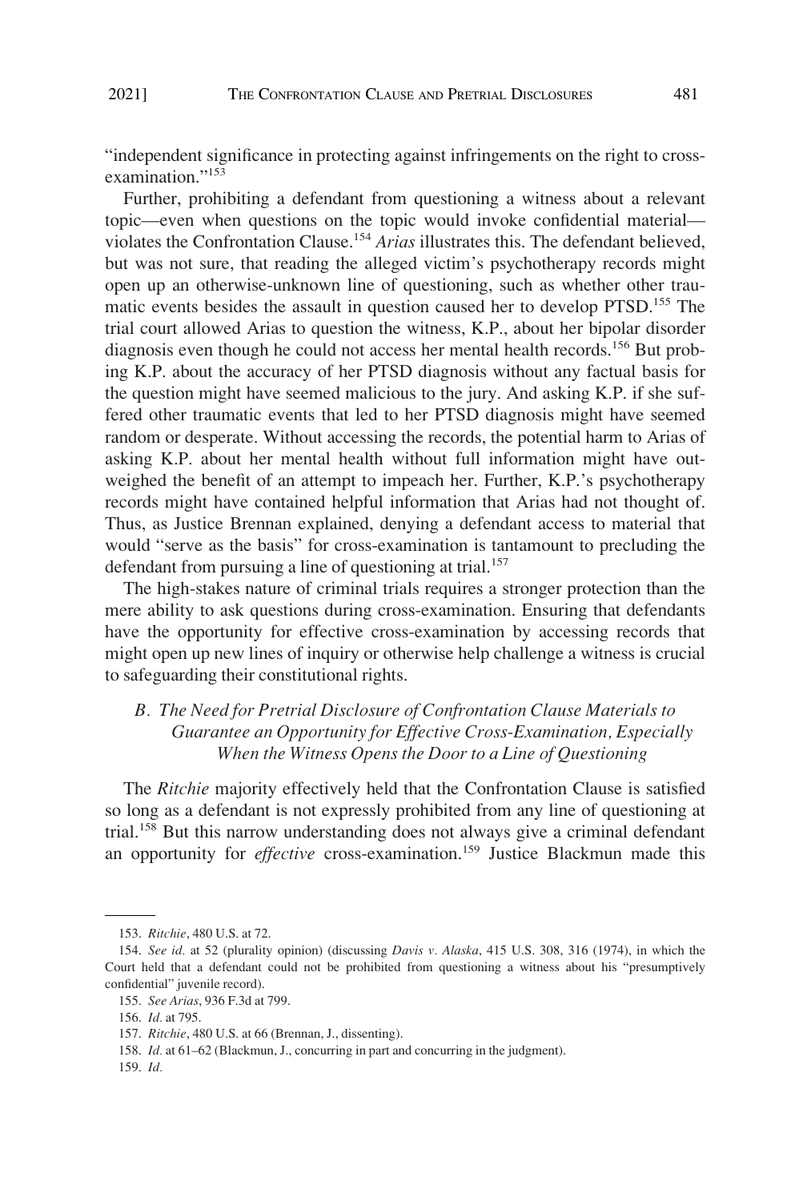"independent significance in protecting against infringements on the right to cross-examination."[153]

Further, prohibiting a defendant from questioning a witness about a relevant topic—even when questions on the topic would invoke confidential material—violates the Confrontation Clause.[154] *Arias* illustrates this. The defendant believed, but was not sure, that reading the alleged victim's psychotherapy records might open up an otherwise-unknown line of questioning, such as whether other traumatic events besides the assault in question caused her to develop PTSD.[155] The trial court allowed Arias to question the witness, K.P., about her bipolar disorder diagnosis even though he could not access her mental health records.[156] But probing K.P. about the accuracy of her PTSD diagnosis without any factual basis for the question might have seemed malicious to the jury. And asking K.P. if she suffered other traumatic events that led to her PTSD diagnosis might have seemed random or desperate. Without accessing the records, the potential harm to Arias of asking K.P. about her mental health without full information might have outweighed the benefit of an attempt to impeach her. Further, K.P.'s psychotherapy records might have contained helpful information that Arias had not thought of. Thus, as Justice Brennan explained, denying a defendant access to material that would "serve as the basis" for cross-examination is tantamount to precluding the defendant from pursuing a line of questioning at trial.[157]

The high-stakes nature of criminal trials requires a stronger protection than the mere ability to ask questions during cross-examination. Ensuring that defendants have the opportunity for effective cross-examination by accessing records that might open up new lines of inquiry or otherwise help challenge a witness is crucial to safeguarding their constitutional rights.

### *B. The Need for Pretrial Disclosure of Confrontation Clause Materials to Guarantee an Opportunity for Effective Cross-Examination, Especially When the Witness Opens the Door to a Line of Questioning*

The *Ritchie* majority effectively held that the Confrontation Clause is satisfied so long as a defendant is not expressly prohibited from any line of questioning at trial.[158] But this narrow understanding does not always give a criminal defendant an opportunity for *effective* cross-examination.[159] Justice Blackmun made this

---

153. *Ritchie*, 480 U.S. at 72.

154. *See id.* at 52 (plurality opinion) (discussing *Davis v. Alaska*, 415 U.S. 308, 316 (1974), in which the Court held that a defendant could not be prohibited from questioning a witness about his "presumptively confidential" juvenile record).

155. *See Arias*, 936 F.3d at 799.

156. *Id.* at 795.

157. *Ritchie*, 480 U.S. at 66 (Brennan, J., dissenting).

158. *Id.* at 61–62 (Blackmun, J., concurring in part and concurring in the judgment).

159. *Id.*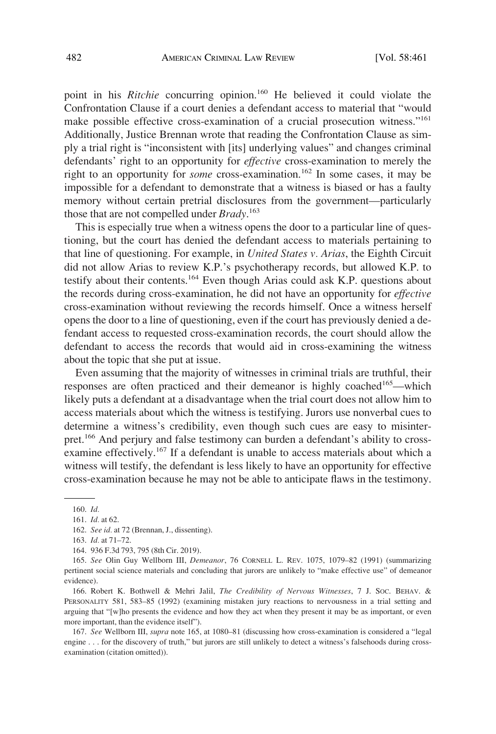point in his *Ritchie* concurring opinion.[160] He believed it could violate the Confrontation Clause if a court denies a defendant access to material that "would make possible effective cross-examination of a crucial prosecution witness."[161] Additionally, Justice Brennan wrote that reading the Confrontation Clause as simply a trial right is "inconsistent with [its] underlying values" and changes criminal defendants' right to an opportunity for *effective* cross-examination to merely the right to an opportunity for *some* cross-examination.[162] In some cases, it may be impossible for a defendant to demonstrate that a witness is biased or has a faulty memory without certain pretrial disclosures from the government—particularly those that are not compelled under *Brady*.[163]

This is especially true when a witness opens the door to a particular line of questioning, but the court has denied the defendant access to materials pertaining to that line of questioning. For example, in *United States v. Arias*, the Eighth Circuit did not allow Arias to review K.P.'s psychotherapy records, but allowed K.P. to testify about their contents.[164] Even though Arias could ask K.P. questions about the records during cross-examination, he did not have an opportunity for *effective* cross-examination without reviewing the records himself. Once a witness herself opens the door to a line of questioning, even if the court has previously denied a defendant access to requested cross-examination records, the court should allow the defendant to access the records that would aid in cross-examining the witness about the topic that she put at issue.

Even assuming that the majority of witnesses in criminal trials are truthful, their responses are often practiced and their demeanor is highly coached[165]—which likely puts a defendant at a disadvantage when the trial court does not allow him to access materials about which the witness is testifying. Jurors use nonverbal cues to determine a witness's credibility, even though such cues are easy to misinterpret.[166] And perjury and false testimony can burden a defendant's ability to cross-examine effectively.[167] If a defendant is unable to access materials about which a witness will testify, the defendant is less likely to have an opportunity for effective cross-examination because he may not be able to anticipate flaws in the testimony.

160. *Id.*

161. *Id.* at 62.

162. *See id.* at 72 (Brennan, J., dissenting).

163. *Id.* at 71–72.

164. 936 F.3d 793, 795 (8th Cir. 2019).

165. *See* Olin Guy Wellborn III, *Demeanor*, 76 CORNELL L. REV. 1075, 1079–82 (1991) (summarizing pertinent social science materials and concluding that jurors are unlikely to "make effective use" of demeanor evidence).

166. Robert K. Bothwell & Mehri Jalil, *The Credibility of Nervous Witnesses*, 7 J. SOC. BEHAV. & PERSONALITY 581, 583–85 (1992) (examining mistaken jury reactions to nervousness in a trial setting and arguing that "[w]ho presents the evidence and how they act when they present it may be as important, or even more important, than the evidence itself").

167. *See* Wellborn III, *supra* note 165, at 1080–81 (discussing how cross-examination is considered a "legal engine . . . for the discovery of truth," but jurors are still unlikely to detect a witness's falsehoods during cross-examination (citation omitted)).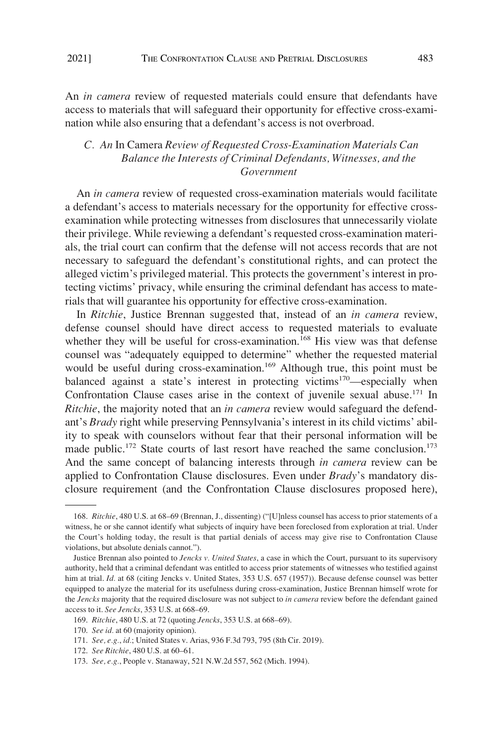An *in camera* review of requested materials could ensure that defendants have access to materials that will safeguard their opportunity for effective cross-examination while also ensuring that a defendant's access is not overbroad.

### C. *An* In Camera *Review of Requested Cross-Examination Materials Can Balance the Interests of Criminal Defendants, Witnesses, and the Government*

An *in camera* review of requested cross-examination materials would facilitate a defendant's access to materials necessary for the opportunity for effective cross-examination while protecting witnesses from disclosures that unnecessarily violate their privilege. While reviewing a defendant's requested cross-examination materials, the trial court can confirm that the defense will not access records that are not necessary to safeguard the defendant's constitutional rights, and can protect the alleged victim's privileged material. This protects the government's interest in protecting victims' privacy, while ensuring the criminal defendant has access to materials that will guarantee his opportunity for effective cross-examination.

In *Ritchie*, Justice Brennan suggested that, instead of an *in camera* review, defense counsel should have direct access to requested materials to evaluate whether they will be useful for cross-examination.[168] His view was that defense counsel was "adequately equipped to determine" whether the requested material would be useful during cross-examination.[169] Although true, this point must be balanced against a state's interest in protecting victims[170]—especially when Confrontation Clause cases arise in the context of juvenile sexual abuse.[171] In *Ritchie*, the majority noted that an *in camera* review would safeguard the defendant's *Brady* right while preserving Pennsylvania's interest in its child victims' ability to speak with counselors without fear that their personal information will be made public.[172] State courts of last resort have reached the same conclusion.[173] And the same concept of balancing interests through *in camera* review can be applied to Confrontation Clause disclosures. Even under *Brady*'s mandatory disclosure requirement (and the Confrontation Clause disclosures proposed here),

---

168. *Ritchie*, 480 U.S. at 68–69 (Brennan, J., dissenting) ("[U]nless counsel has access to prior statements of a witness, he or she cannot identify what subjects of inquiry have been foreclosed from exploration at trial. Under the Court's holding today, the result is that partial denials of access may give rise to Confrontation Clause violations, but absolute denials cannot.").

Justice Brennan also pointed to *Jencks v. United States*, a case in which the Court, pursuant to its supervisory authority, held that a criminal defendant was entitled to access prior statements of witnesses who testified against him at trial. *Id.* at 68 (citing Jencks v. United States, 353 U.S. 657 (1957)). Because defense counsel was better equipped to analyze the material for its usefulness during cross-examination, Justice Brennan himself wrote for the *Jencks* majority that the required disclosure was not subject to *in camera* review before the defendant gained access to it. *See Jencks*, 353 U.S. at 668–69.

169. *Ritchie*, 480 U.S. at 72 (quoting *Jencks*, 353 U.S. at 668–69).

170. *See id.* at 60 (majority opinion).

171. *See, e.g.*, *id.*; United States v. Arias, 936 F.3d 793, 795 (8th Cir. 2019).

172. *See Ritchie*, 480 U.S. at 60–61.

173. *See, e.g.*, People v. Stanaway, 521 N.W.2d 557, 562 (Mich. 1994).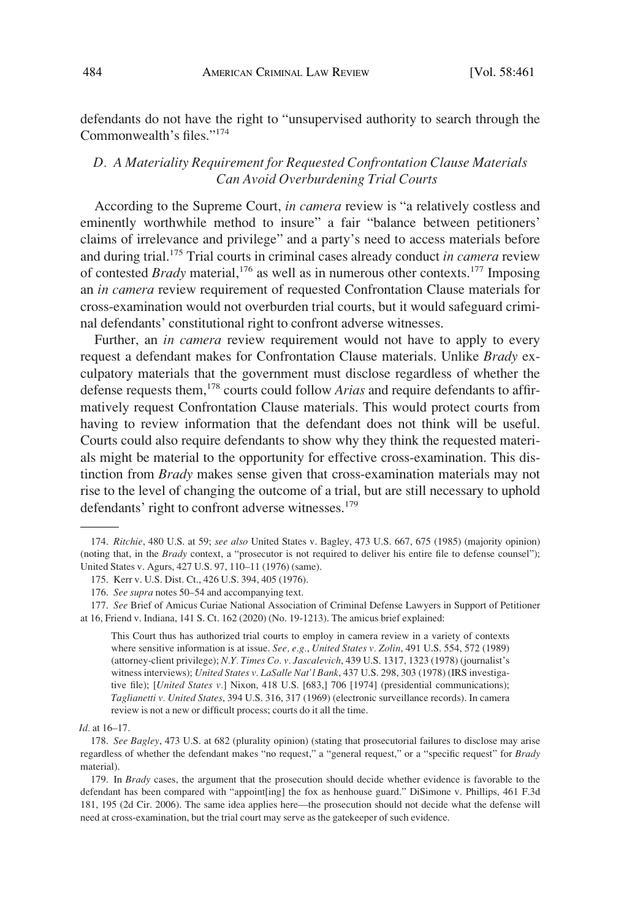defendants do not have the right to "unsupervised authority to search through the Commonwealth's files."[174]

### *D. A Materiality Requirement for Requested Confrontation Clause Materials Can Avoid Overburdening Trial Courts*

According to the Supreme Court, *in camera* review is "a relatively costless and eminently worthwhile method to insure" a fair "balance between petitioners' claims of irrelevance and privilege" and a party's need to access materials before and during trial.[175] Trial courts in criminal cases already conduct *in camera* review of contested *Brady* material,[176] as well as in numerous other contexts.[177] Imposing an *in camera* review requirement of requested Confrontation Clause materials for cross-examination would not overburden trial courts, but it would safeguard criminal defendants' constitutional right to confront adverse witnesses.

Further, an *in camera* review requirement would not have to apply to every request a defendant makes for Confrontation Clause materials. Unlike *Brady* exculpatory materials that the government must disclose regardless of whether the defense requests them,[178] courts could follow *Arias* and require defendants to affirmatively request Confrontation Clause materials. This would protect courts from having to review information that the defendant does not think will be useful. Courts could also require defendants to show why they think the requested materials might be material to the opportunity for effective cross-examination. This distinction from *Brady* makes sense given that cross-examination materials may not rise to the level of changing the outcome of a trial, but are still necessary to uphold defendants' right to confront adverse witnesses.[179]

---

174. *Ritchie*, 480 U.S. at 59; *see also* United States v. Bagley, 473 U.S. 667, 675 (1985) (majority opinion) (noting that, in the *Brady* context, a "prosecutor is not required to deliver his entire file to defense counsel"); United States v. Agurs, 427 U.S. 97, 110–11 (1976) (same).

175. Kerr v. U.S. Dist. Ct., 426 U.S. 394, 405 (1976).

176. *See supra* notes 50–54 and accompanying text.

177. *See* Brief of Amicus Curiae National Association of Criminal Defense Lawyers in Support of Petitioner at 16, Friend v. Indiana, 141 S. Ct. 162 (2020) (No. 19-1213). The amicus brief explained:

> This Court thus has authorized trial courts to employ in camera review in a variety of contexts where sensitive information is at issue. *See, e.g.*, *United States v. Zolin*, 491 U.S. 554, 572 (1989) (attorney-client privilege); *N.Y. Times Co. v. Jascalevich*, 439 U.S. 1317, 1323 (1978) (journalist's witness interviews); *United States v. LaSalle Nat'l Bank*, 437 U.S. 298, 303 (1978) (IRS investigative file); [*United States v.*] Nixon, 418 U.S. [683,] 706 [1974] (presidential communications); *Taglianetti v. United States*, 394 U.S. 316, 317 (1969) (electronic surveillance records). In camera review is not a new or difficult process; courts do it all the time.

*Id.* at 16–17.

178. *See Bagley*, 473 U.S. at 682 (plurality opinion) (stating that prosecutorial failures to disclose may arise regardless of whether the defendant makes "no request," a "general request," or a "specific request" for *Brady* material).

179. In *Brady* cases, the argument that the prosecution should decide whether evidence is favorable to the defendant has been compared with "appoint[ing] the fox as henhouse guard." DiSimone v. Phillips, 461 F.3d 181, 195 (2d Cir. 2006). The same idea applies here—the prosecution should not decide what the defense will need at cross-examination, but the trial court may serve as the gatekeeper of such evidence.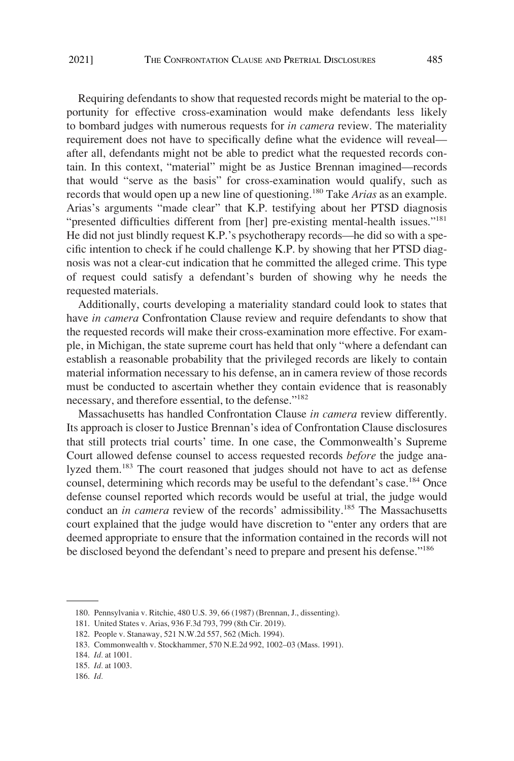Requiring defendants to show that requested records might be material to the opportunity for effective cross-examination would make defendants less likely to bombard judges with numerous requests for *in camera* review. The materiality requirement does not have to specifically define what the evidence will reveal—after all, defendants might not be able to predict what the requested records contain. In this context, "material" might be as Justice Brennan imagined—records that would "serve as the basis" for cross-examination would qualify, such as records that would open up a new line of questioning.[180] Take *Arias* as an example. Arias's arguments "made clear" that K.P. testifying about her PTSD diagnosis "presented difficulties different from [her] pre-existing mental-health issues."[181] He did not just blindly request K.P.'s psychotherapy records—he did so with a specific intention to check if he could challenge K.P. by showing that her PTSD diagnosis was not a clear-cut indication that he committed the alleged crime. This type of request could satisfy a defendant's burden of showing why he needs the requested materials.

Additionally, courts developing a materiality standard could look to states that have *in camera* Confrontation Clause review and require defendants to show that the requested records will make their cross-examination more effective. For example, in Michigan, the state supreme court has held that only "where a defendant can establish a reasonable probability that the privileged records are likely to contain material information necessary to his defense, an in camera review of those records must be conducted to ascertain whether they contain evidence that is reasonably necessary, and therefore essential, to the defense."[182]

Massachusetts has handled Confrontation Clause *in camera* review differently. Its approach is closer to Justice Brennan's idea of Confrontation Clause disclosures that still protects trial courts' time. In one case, the Commonwealth's Supreme Court allowed defense counsel to access requested records *before* the judge analyzed them.[183] The court reasoned that judges should not have to act as defense counsel, determining which records may be useful to the defendant's case.[184] Once defense counsel reported which records would be useful at trial, the judge would conduct an *in camera* review of the records' admissibility.[185] The Massachusetts court explained that the judge would have discretion to "enter any orders that are deemed appropriate to ensure that the information contained in the records will not be disclosed beyond the defendant's need to prepare and present his defense."[186]

180. Pennsylvania v. Ritchie, 480 U.S. 39, 66 (1987) (Brennan, J., dissenting).

181. United States v. Arias, 936 F.3d 793, 799 (8th Cir. 2019).

182. People v. Stanaway, 521 N.W.2d 557, 562 (Mich. 1994).

183. Commonwealth v. Stockhammer, 570 N.E.2d 992, 1002–03 (Mass. 1991).

184. *Id.* at 1001.

185. *Id.* at 1003.

186. *Id.*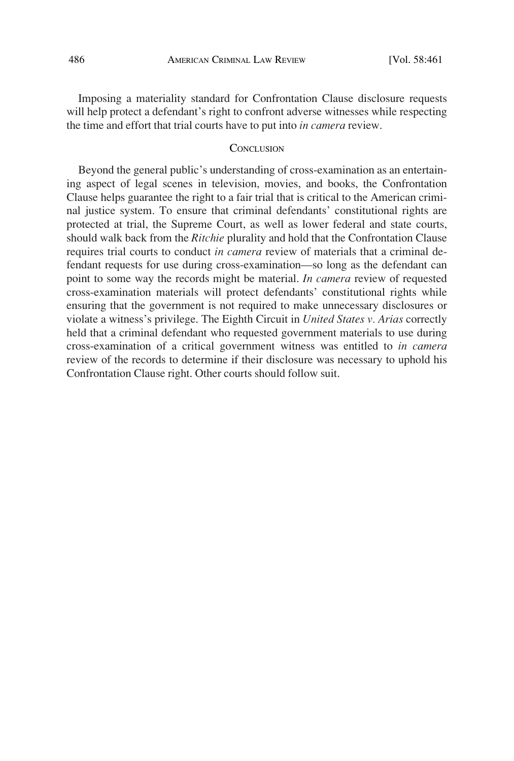Imposing a materiality standard for Confrontation Clause disclosure requests will help protect a defendant's right to confront adverse witnesses while respecting the time and effort that trial courts have to put into *in camera* review.

## CONCLUSION

Beyond the general public's understanding of cross-examination as an entertaining aspect of legal scenes in television, movies, and books, the Confrontation Clause helps guarantee the right to a fair trial that is critical to the American criminal justice system. To ensure that criminal defendants' constitutional rights are protected at trial, the Supreme Court, as well as lower federal and state courts, should walk back from the *Ritchie* plurality and hold that the Confrontation Clause requires trial courts to conduct *in camera* review of materials that a criminal defendant requests for use during cross-examination—so long as the defendant can point to some way the records might be material. *In camera* review of requested cross-examination materials will protect defendants' constitutional rights while ensuring that the government is not required to make unnecessary disclosures or violate a witness's privilege. The Eighth Circuit in *United States v. Arias* correctly held that a criminal defendant who requested government materials to use during cross-examination of a critical government witness was entitled to *in camera* review of the records to determine if their disclosure was necessary to uphold his Confrontation Clause right. Other courts should follow suit.